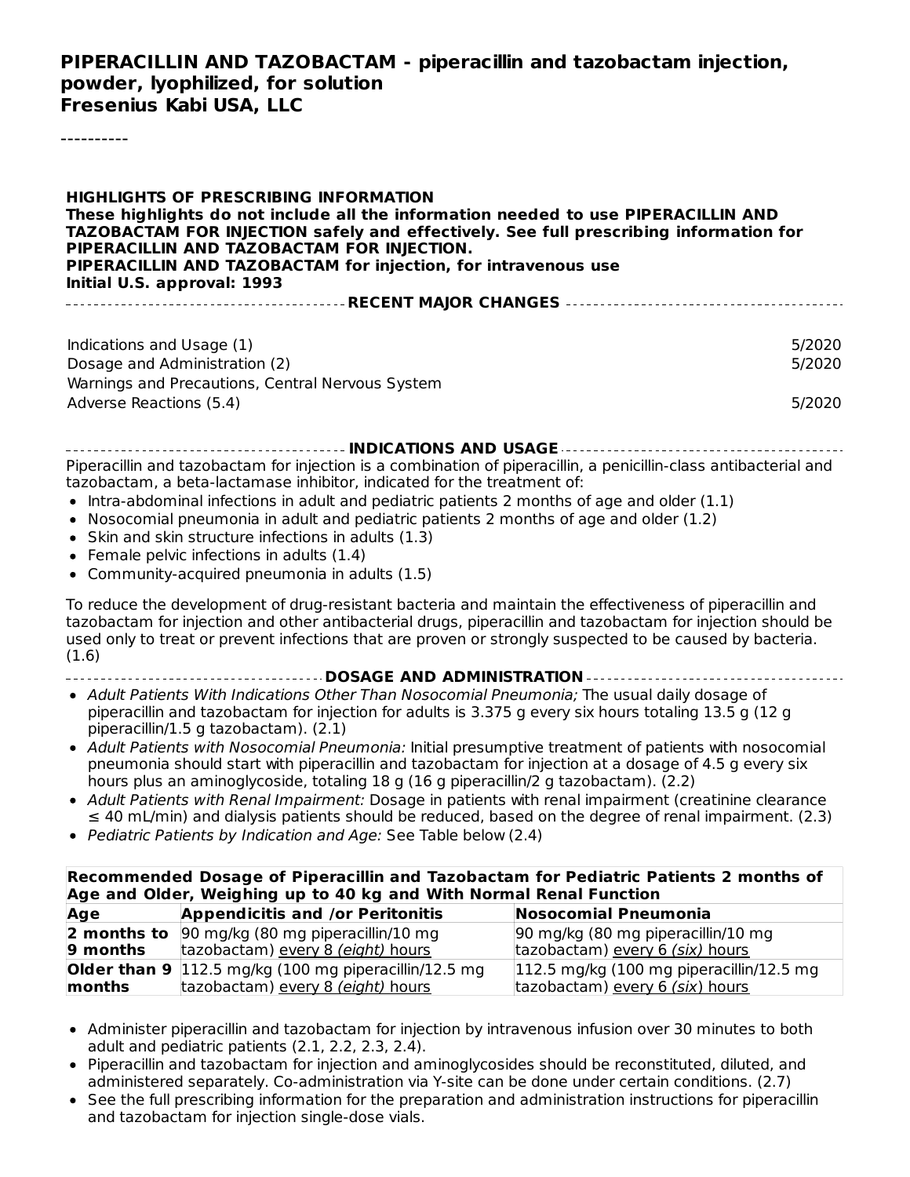**PIPERACILLIN AND TAZOBACTAM - piperacillin and tazobactam injection, powder, lyophilized, for solution**
**Fresenius Kabi USA, LLC**

----------

**HIGHLIGHTS OF PRESCRIBING INFORMATION**
**These highlights do not include all the information needed to use PIPERACILLIN AND TAZOBACTAM FOR INJECTION safely and effectively. See full prescribing information for PIPERACILLIN AND TAZOBACTAM FOR INJECTION.**
**PIPERACILLIN AND TAZOBACTAM for injection, for intravenous use**
**Initial U.S. approval: 1993**

**RECENT MAJOR CHANGES**

| | |
|---|---|
| Indications and Usage (1) | 5/2020 |
| Dosage and Administration (2) | 5/2020 |
| Warnings and Precautions, Central Nervous System Adverse Reactions (5.4) | 5/2020 |

**INDICATIONS AND USAGE**

Piperacillin and tazobactam for injection is a combination of piperacillin, a penicillin-class antibacterial and tazobactam, a beta-lactamase inhibitor, indicated for the treatment of:

- Intra-abdominal infections in adult and pediatric patients 2 months of age and older (1.1)
- Nosocomial pneumonia in adult and pediatric patients 2 months of age and older (1.2)
- Skin and skin structure infections in adults (1.3)
- Female pelvic infections in adults (1.4)
- Community-acquired pneumonia in adults (1.5)

To reduce the development of drug-resistant bacteria and maintain the effectiveness of piperacillin and tazobactam for injection and other antibacterial drugs, piperacillin and tazobactam for injection should be used only to treat or prevent infections that are proven or strongly suspected to be caused by bacteria. (1.6)

**DOSAGE AND ADMINISTRATION**

- *Adult Patients With Indications Other Than Nosocomial Pneumonia;* The usual daily dosage of piperacillin and tazobactam for injection for adults is 3.375 g every six hours totaling 13.5 g (12 g piperacillin/1.5 g tazobactam). (2.1)
- *Adult Patients with Nosocomial Pneumonia:* Initial presumptive treatment of patients with nosocomial pneumonia should start with piperacillin and tazobactam for injection at a dosage of 4.5 g every six hours plus an aminoglycoside, totaling 18 g (16 g piperacillin/2 g tazobactam). (2.2)
- *Adult Patients with Renal Impairment:* Dosage in patients with renal impairment (creatinine clearance ≤ 40 mL/min) and dialysis patients should be reduced, based on the degree of renal impairment. (2.3)
- *Pediatric Patients by Indication and Age:* See Table below (2.4)

**Recommended Dosage of Piperacillin and Tazobactam for Pediatric Patients 2 months of Age and Older, Weighing up to 40 kg and With Normal Renal Function**

| Age | Appendicitis and /or Peritonitis | Nosocomial Pneumonia |
|---|---|---|
| **2 months to 9 months** | 90 mg/kg (80 mg piperacillin/10 mg tazobactam) every 8 *(eight)* hours | 90 mg/kg (80 mg piperacillin/10 mg tazobactam) every 6 *(six)* hours |
| **Older than 9 months** | 112.5 mg/kg (100 mg piperacillin/12.5 mg tazobactam) every 8 *(eight)* hours | 112.5 mg/kg (100 mg piperacillin/12.5 mg tazobactam) every 6 *(six)* hours |

- Administer piperacillin and tazobactam for injection by intravenous infusion over 30 minutes to both adult and pediatric patients (2.1, 2.2, 2.3, 2.4).
- Piperacillin and tazobactam for injection and aminoglycosides should be reconstituted, diluted, and administered separately. Co-administration via Y-site can be done under certain conditions. (2.7)
- See the full prescribing information for the preparation and administration instructions for piperacillin and tazobactam for injection single-dose vials.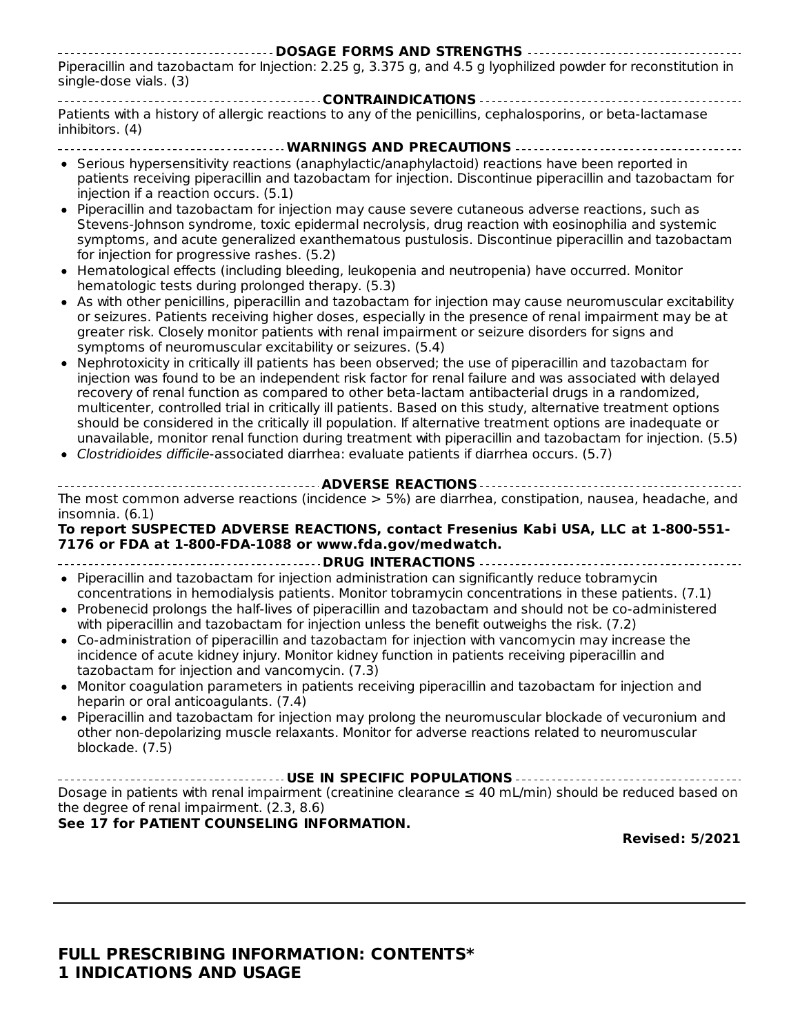## DOSAGE FORMS AND STRENGTHS

Piperacillin and tazobactam for Injection: 2.25 g, 3.375 g, and 4.5 g lyophilized powder for reconstitution in single-dose vials. (3)

## CONTRAINDICATIONS

Patients with a history of allergic reactions to any of the penicillins, cephalosporins, or beta-lactamase inhibitors. (4)

## WARNINGS AND PRECAUTIONS

- Serious hypersensitivity reactions (anaphylactic/anaphylactoid) reactions have been reported in patients receiving piperacillin and tazobactam for injection. Discontinue piperacillin and tazobactam for injection if a reaction occurs. (5.1)
- Piperacillin and tazobactam for injection may cause severe cutaneous adverse reactions, such as Stevens-Johnson syndrome, toxic epidermal necrolysis, drug reaction with eosinophilia and systemic symptoms, and acute generalized exanthematous pustulosis. Discontinue piperacillin and tazobactam for injection for progressive rashes. (5.2)
- Hematological effects (including bleeding, leukopenia and neutropenia) have occurred. Monitor hematologic tests during prolonged therapy. (5.3)
- As with other penicillins, piperacillin and tazobactam for injection may cause neuromuscular excitability or seizures. Patients receiving higher doses, especially in the presence of renal impairment may be at greater risk. Closely monitor patients with renal impairment or seizure disorders for signs and symptoms of neuromuscular excitability or seizures. (5.4)
- Nephrotoxicity in critically ill patients has been observed; the use of piperacillin and tazobactam for injection was found to be an independent risk factor for renal failure and was associated with delayed recovery of renal function as compared to other beta-lactam antibacterial drugs in a randomized, multicenter, controlled trial in critically ill patients. Based on this study, alternative treatment options should be considered in the critically ill population. If alternative treatment options are inadequate or unavailable, monitor renal function during treatment with piperacillin and tazobactam for injection. (5.5)
- *Clostridioides difficile*-associated diarrhea: evaluate patients if diarrhea occurs. (5.7)

## ADVERSE REACTIONS

The most common adverse reactions (incidence > 5%) are diarrhea, constipation, nausea, headache, and insomnia. (6.1)

**To report SUSPECTED ADVERSE REACTIONS, contact Fresenius Kabi USA, LLC at 1-800-551-7176 or FDA at 1-800-FDA-1088 or www.fda.gov/medwatch.**

## DRUG INTERACTIONS

- Piperacillin and tazobactam for injection administration can significantly reduce tobramycin concentrations in hemodialysis patients. Monitor tobramycin concentrations in these patients. (7.1)
- Probenecid prolongs the half-lives of piperacillin and tazobactam and should not be co-administered with piperacillin and tazobactam for injection unless the benefit outweighs the risk. (7.2)
- Co-administration of piperacillin and tazobactam for injection with vancomycin may increase the incidence of acute kidney injury. Monitor kidney function in patients receiving piperacillin and tazobactam for injection and vancomycin. (7.3)
- Monitor coagulation parameters in patients receiving piperacillin and tazobactam for injection and heparin or oral anticoagulants. (7.4)
- Piperacillin and tazobactam for injection may prolong the neuromuscular blockade of vecuronium and other non-depolarizing muscle relaxants. Monitor for adverse reactions related to neuromuscular blockade. (7.5)

## USE IN SPECIFIC POPULATIONS

Dosage in patients with renal impairment (creatinine clearance ≤ 40 mL/min) should be reduced based on the degree of renal impairment. (2.3, 8.6)

**See 17 for PATIENT COUNSELING INFORMATION.**

**Revised: 5/2021**

---

# FULL PRESCRIBING INFORMATION: CONTENTS*

## 1 INDICATIONS AND USAGE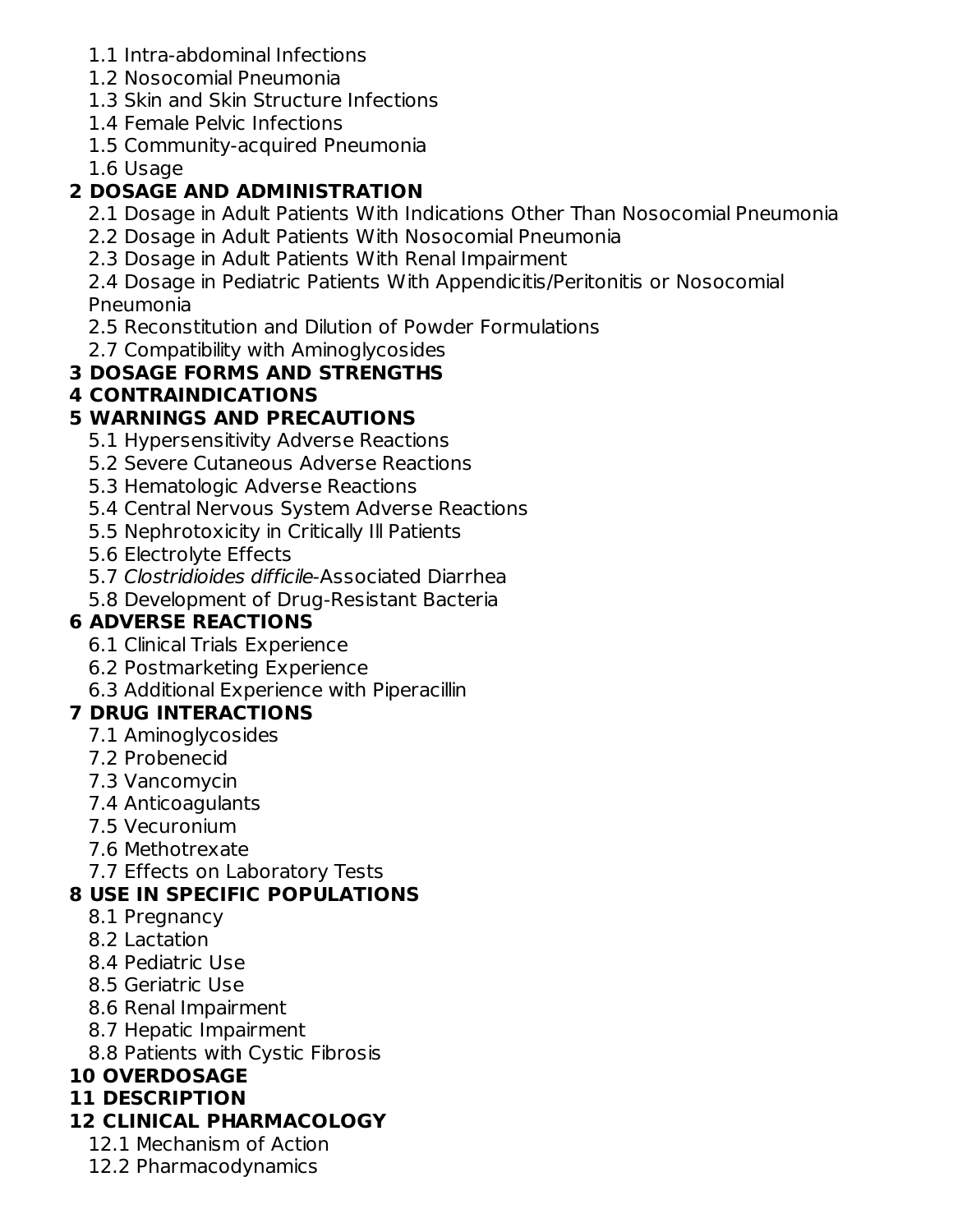1.1 Intra-abdominal Infections
1.2 Nosocomial Pneumonia
1.3 Skin and Skin Structure Infections
1.4 Female Pelvic Infections
1.5 Community-acquired Pneumonia
1.6 Usage

**2 DOSAGE AND ADMINISTRATION**

2.1 Dosage in Adult Patients With Indications Other Than Nosocomial Pneumonia
2.2 Dosage in Adult Patients With Nosocomial Pneumonia
2.3 Dosage in Adult Patients With Renal Impairment
2.4 Dosage in Pediatric Patients With Appendicitis/Peritonitis or Nosocomial Pneumonia
2.5 Reconstitution and Dilution of Powder Formulations
2.7 Compatibility with Aminoglycosides

**3 DOSAGE FORMS AND STRENGTHS**

**4 CONTRAINDICATIONS**

**5 WARNINGS AND PRECAUTIONS**

5.1 Hypersensitivity Adverse Reactions
5.2 Severe Cutaneous Adverse Reactions
5.3 Hematologic Adverse Reactions
5.4 Central Nervous System Adverse Reactions
5.5 Nephrotoxicity in Critically Ill Patients
5.6 Electrolyte Effects
5.7 *Clostridioides difficile*-Associated Diarrhea
5.8 Development of Drug-Resistant Bacteria

**6 ADVERSE REACTIONS**

6.1 Clinical Trials Experience
6.2 Postmarketing Experience
6.3 Additional Experience with Piperacillin

**7 DRUG INTERACTIONS**

7.1 Aminoglycosides
7.2 Probenecid
7.3 Vancomycin
7.4 Anticoagulants
7.5 Vecuronium
7.6 Methotrexate
7.7 Effects on Laboratory Tests

**8 USE IN SPECIFIC POPULATIONS**

8.1 Pregnancy
8.2 Lactation
8.4 Pediatric Use
8.5 Geriatric Use
8.6 Renal Impairment
8.7 Hepatic Impairment
8.8 Patients with Cystic Fibrosis

**10 OVERDOSAGE**

**11 DESCRIPTION**

**12 CLINICAL PHARMACOLOGY**

12.1 Mechanism of Action
12.2 Pharmacodynamics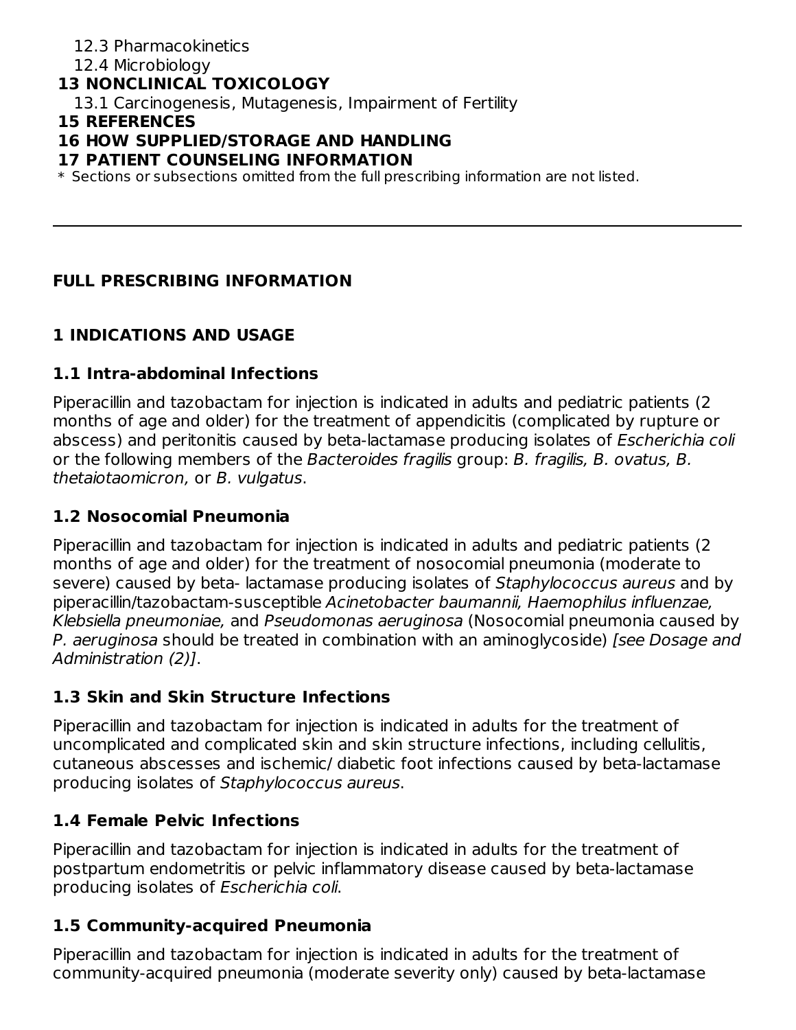12.3 Pharmacokinetics
12.4 Microbiology
**13 NONCLINICAL TOXICOLOGY**
13.1 Carcinogenesis, Mutagenesis, Impairment of Fertility
**15 REFERENCES**
**16 HOW SUPPLIED/STORAGE AND HANDLING**
**17 PATIENT COUNSELING INFORMATION**
* Sections or subsections omitted from the full prescribing information are not listed.

---

# FULL PRESCRIBING INFORMATION

## 1 INDICATIONS AND USAGE

### 1.1 Intra-abdominal Infections

Piperacillin and tazobactam for injection is indicated in adults and pediatric patients (2 months of age and older) for the treatment of appendicitis (complicated by rupture or abscess) and peritonitis caused by beta-lactamase producing isolates of *Escherichia coli* or the following members of the *Bacteroides fragilis* group: *B. fragilis, B. ovatus, B. thetaiotaomicron,* or *B. vulgatus*.

### 1.2 Nosocomial Pneumonia

Piperacillin and tazobactam for injection is indicated in adults and pediatric patients (2 months of age and older) for the treatment of nosocomial pneumonia (moderate to severe) caused by beta- lactamase producing isolates of *Staphylococcus aureus* and by piperacillin/tazobactam-susceptible *Acinetobacter baumannii, Haemophilus influenzae, Klebsiella pneumoniae,* and *Pseudomonas aeruginosa* (Nosocomial pneumonia caused by *P. aeruginosa* should be treated in combination with an aminoglycoside) *[see Dosage and Administration (2)]*.

### 1.3 Skin and Skin Structure Infections

Piperacillin and tazobactam for injection is indicated in adults for the treatment of uncomplicated and complicated skin and skin structure infections, including cellulitis, cutaneous abscesses and ischemic/ diabetic foot infections caused by beta-lactamase producing isolates of *Staphylococcus aureus*.

### 1.4 Female Pelvic Infections

Piperacillin and tazobactam for injection is indicated in adults for the treatment of postpartum endometritis or pelvic inflammatory disease caused by beta-lactamase producing isolates of *Escherichia coli*.

### 1.5 Community-acquired Pneumonia

Piperacillin and tazobactam for injection is indicated in adults for the treatment of community-acquired pneumonia (moderate severity only) caused by beta-lactamase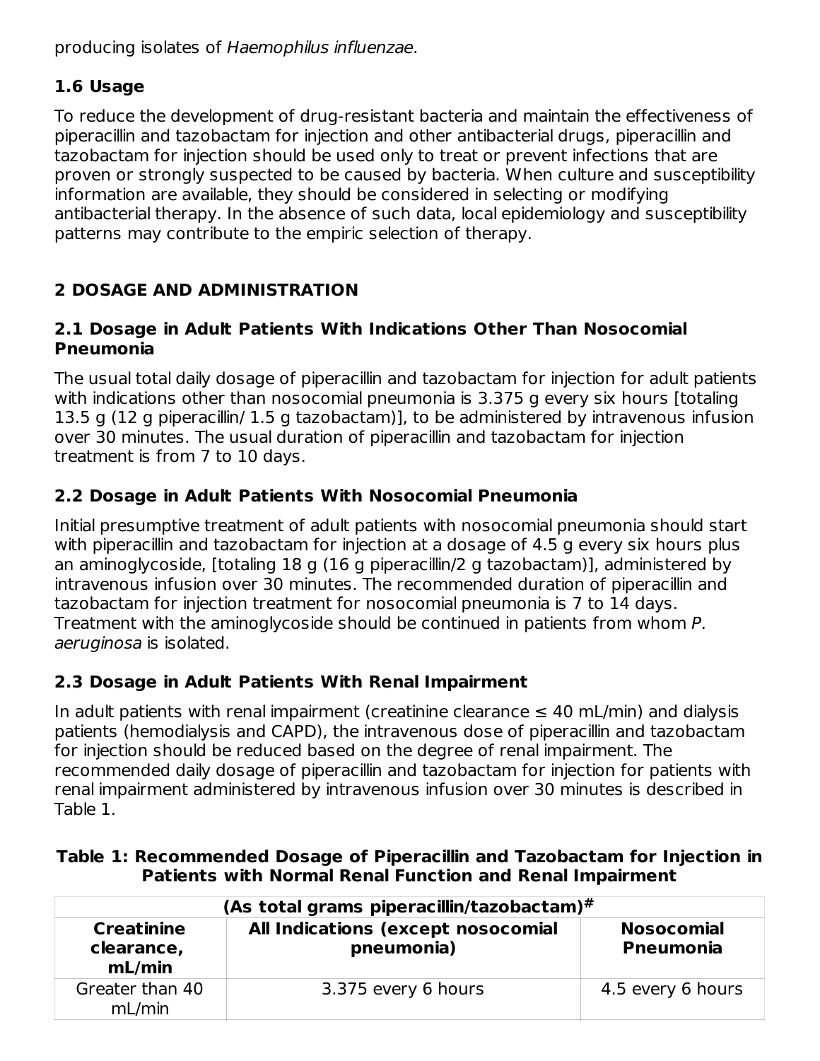producing isolates of *Haemophilus influenzae*.

### 1.6 Usage

To reduce the development of drug-resistant bacteria and maintain the effectiveness of piperacillin and tazobactam for injection and other antibacterial drugs, piperacillin and tazobactam for injection should be used only to treat or prevent infections that are proven or strongly suspected to be caused by bacteria. When culture and susceptibility information are available, they should be considered in selecting or modifying antibacterial therapy. In the absence of such data, local epidemiology and susceptibility patterns may contribute to the empiric selection of therapy.

## 2 DOSAGE AND ADMINISTRATION

### 2.1 Dosage in Adult Patients With Indications Other Than Nosocomial Pneumonia

The usual total daily dosage of piperacillin and tazobactam for injection for adult patients with indications other than nosocomial pneumonia is 3.375 g every six hours [totaling 13.5 g (12 g piperacillin/ 1.5 g tazobactam)], to be administered by intravenous infusion over 30 minutes. The usual duration of piperacillin and tazobactam for injection treatment is from 7 to 10 days.

### 2.2 Dosage in Adult Patients With Nosocomial Pneumonia

Initial presumptive treatment of adult patients with nosocomial pneumonia should start with piperacillin and tazobactam for injection at a dosage of 4.5 g every six hours plus an aminoglycoside, [totaling 18 g (16 g piperacillin/2 g tazobactam)], administered by intravenous infusion over 30 minutes. The recommended duration of piperacillin and tazobactam for injection treatment for nosocomial pneumonia is 7 to 14 days. Treatment with the aminoglycoside should be continued in patients from whom *P. aeruginosa* is isolated.

### 2.3 Dosage in Adult Patients With Renal Impairment

In adult patients with renal impairment (creatinine clearance ≤ 40 mL/min) and dialysis patients (hemodialysis and CAPD), the intravenous dose of piperacillin and tazobactam for injection should be reduced based on the degree of renal impairment. The recommended daily dosage of piperacillin and tazobactam for injection for patients with renal impairment administered by intravenous infusion over 30 minutes is described in Table 1.

**Table 1: Recommended Dosage of Piperacillin and Tazobactam for Injection in Patients with Normal Renal Function and Renal Impairment**

| (As total grams piperacillin/tazobactam)[#] | | |
|---|---|---|
| **Creatinine clearance, mL/min** | **All Indications (except nosocomial pneumonia)** | **Nosocomial Pneumonia** |
| Greater than 40 mL/min | 3.375 every 6 hours | 4.5 every 6 hours |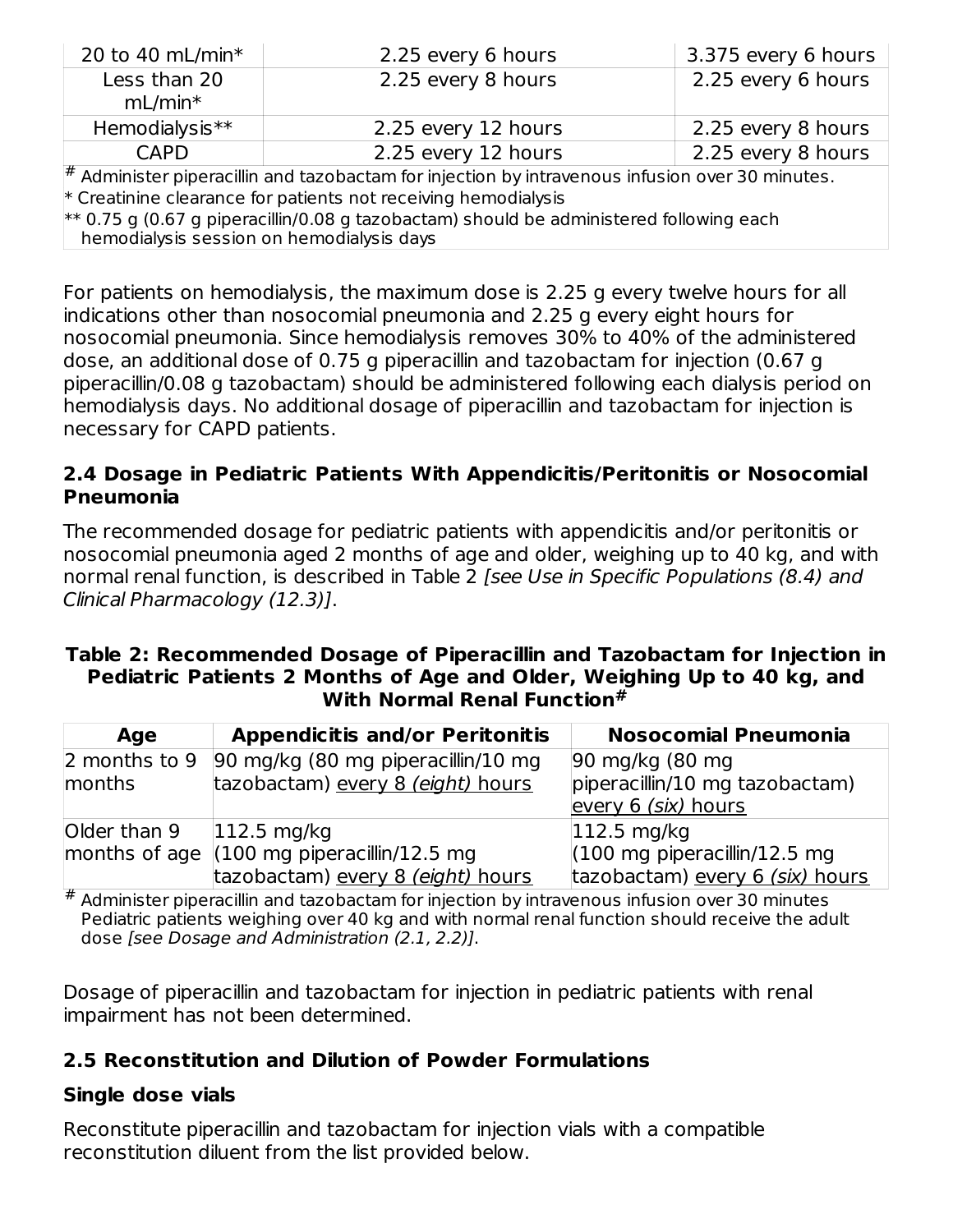| | | |
|---|---|---|
| 20 to 40 mL/min* | 2.25 every 6 hours | 3.375 every 6 hours |
| Less than 20 mL/min* | 2.25 every 8 hours | 2.25 every 6 hours |
| Hemodialysis** | 2.25 every 12 hours | 2.25 every 8 hours |
| CAPD | 2.25 every 12 hours | 2.25 every 8 hours |

# Administer piperacillin and tazobactam for injection by intravenous infusion over 30 minutes.
* Creatinine clearance for patients not receiving hemodialysis
** 0.75 g (0.67 g piperacillin/0.08 g tazobactam) should be administered following each hemodialysis session on hemodialysis days

For patients on hemodialysis, the maximum dose is 2.25 g every twelve hours for all indications other than nosocomial pneumonia and 2.25 g every eight hours for nosocomial pneumonia. Since hemodialysis removes 30% to 40% of the administered dose, an additional dose of 0.75 g piperacillin and tazobactam for injection (0.67 g piperacillin/0.08 g tazobactam) should be administered following each dialysis period on hemodialysis days. No additional dosage of piperacillin and tazobactam for injection is necessary for CAPD patients.

### 2.4 Dosage in Pediatric Patients With Appendicitis/Peritonitis or Nosocomial Pneumonia

The recommended dosage for pediatric patients with appendicitis and/or peritonitis or nosocomial pneumonia aged 2 months of age and older, weighing up to 40 kg, and with normal renal function, is described in Table 2 *[see Use in Specific Populations (8.4) and Clinical Pharmacology (12.3)]*.

**Table 2: Recommended Dosage of Piperacillin and Tazobactam for Injection in Pediatric Patients 2 Months of Age and Older, Weighing Up to 40 kg, and With Normal Renal Function#**

| Age | Appendicitis and/or Peritonitis | Nosocomial Pneumonia |
|---|---|---|
| 2 months to 9 months | 90 mg/kg (80 mg piperacillin/10 mg tazobactam) every 8 *(eight)* hours | 90 mg/kg (80 mg piperacillin/10 mg tazobactam) every 6 *(six)* hours |
| Older than 9 months of age | 112.5 mg/kg (100 mg piperacillin/12.5 mg tazobactam) every 8 *(eight)* hours | 112.5 mg/kg (100 mg piperacillin/12.5 mg tazobactam) every 6 *(six)* hours |

# Administer piperacillin and tazobactam for injection by intravenous infusion over 30 minutes Pediatric patients weighing over 40 kg and with normal renal function should receive the adult dose *[see Dosage and Administration (2.1, 2.2)]*.

Dosage of piperacillin and tazobactam for injection in pediatric patients with renal impairment has not been determined.

### 2.5 Reconstitution and Dilution of Powder Formulations

**Single dose vials**

Reconstitute piperacillin and tazobactam for injection vials with a compatible reconstitution diluent from the list provided below.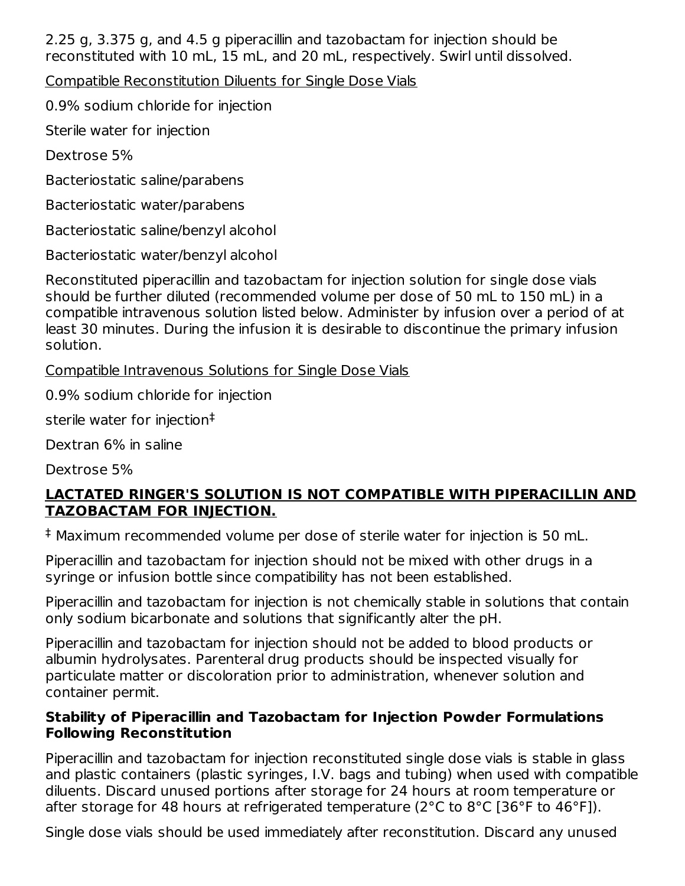2.25 g, 3.375 g, and 4.5 g piperacillin and tazobactam for injection should be reconstituted with 10 mL, 15 mL, and 20 mL, respectively. Swirl until dissolved.

Compatible Reconstitution Diluents for Single Dose Vials

0.9% sodium chloride for injection

Sterile water for injection

Dextrose 5%

Bacteriostatic saline/parabens

Bacteriostatic water/parabens

Bacteriostatic saline/benzyl alcohol

Bacteriostatic water/benzyl alcohol

Reconstituted piperacillin and tazobactam for injection solution for single dose vials should be further diluted (recommended volume per dose of 50 mL to 150 mL) in a compatible intravenous solution listed below. Administer by infusion over a period of at least 30 minutes. During the infusion it is desirable to discontinue the primary infusion solution.

Compatible Intravenous Solutions for Single Dose Vials

0.9% sodium chloride for injection

sterile water for injection[‡]

Dextran 6% in saline

Dextrose 5%

**LACTATED RINGER'S SOLUTION IS NOT COMPATIBLE WITH PIPERACILLIN AND TAZOBACTAM FOR INJECTION.**

[‡] Maximum recommended volume per dose of sterile water for injection is 50 mL.

Piperacillin and tazobactam for injection should not be mixed with other drugs in a syringe or infusion bottle since compatibility has not been established.

Piperacillin and tazobactam for injection is not chemically stable in solutions that contain only sodium bicarbonate and solutions that significantly alter the pH.

Piperacillin and tazobactam for injection should not be added to blood products or albumin hydrolysates. Parenteral drug products should be inspected visually for particulate matter or discoloration prior to administration, whenever solution and container permit.

**Stability of Piperacillin and Tazobactam for Injection Powder Formulations Following Reconstitution**

Piperacillin and tazobactam for injection reconstituted single dose vials is stable in glass and plastic containers (plastic syringes, I.V. bags and tubing) when used with compatible diluents. Discard unused portions after storage for 24 hours at room temperature or after storage for 48 hours at refrigerated temperature (2°C to 8°C [36°F to 46°F]).

Single dose vials should be used immediately after reconstitution. Discard any unused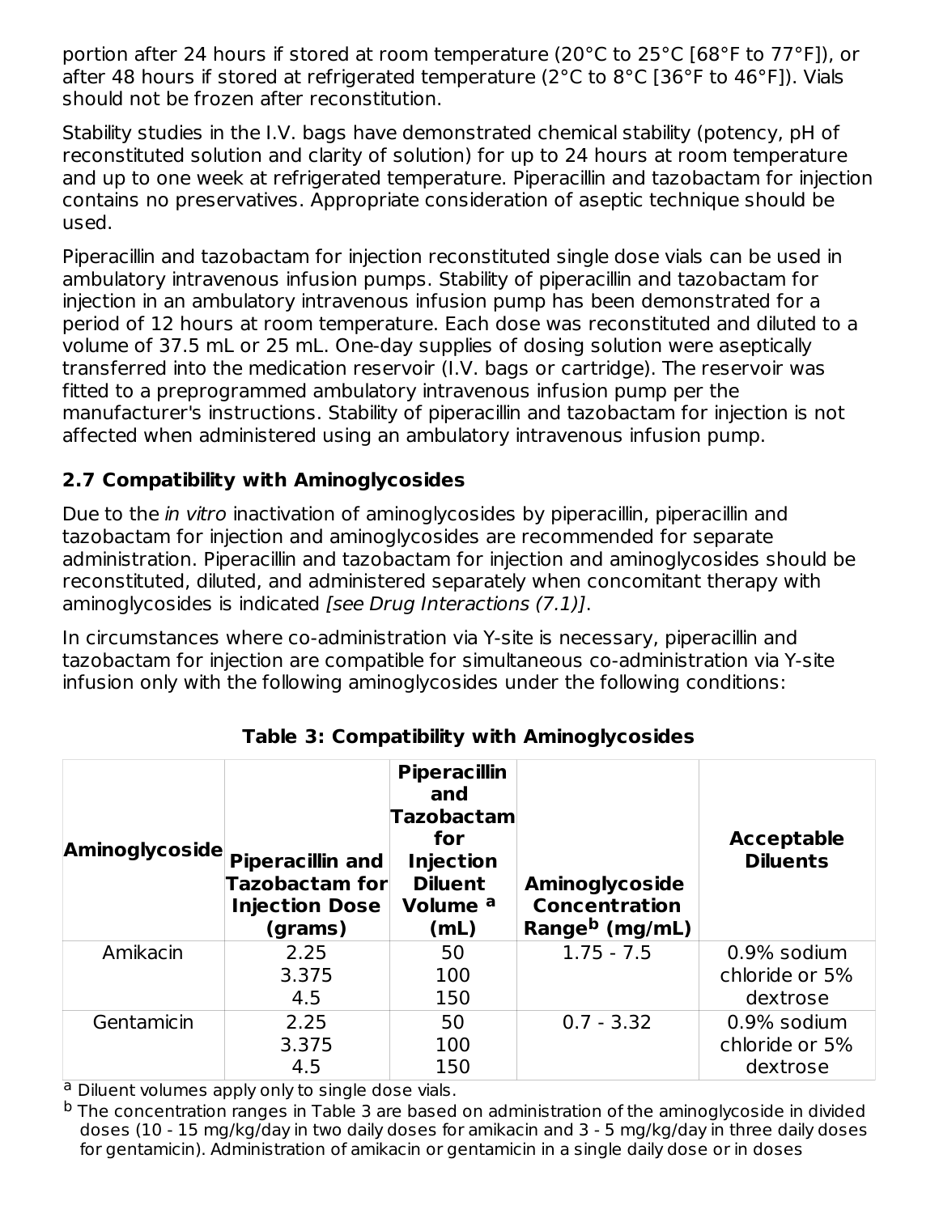portion after 24 hours if stored at room temperature (20°C to 25°C [68°F to 77°F]), or after 48 hours if stored at refrigerated temperature (2°C to 8°C [36°F to 46°F]). Vials should not be frozen after reconstitution.

Stability studies in the I.V. bags have demonstrated chemical stability (potency, pH of reconstituted solution and clarity of solution) for up to 24 hours at room temperature and up to one week at refrigerated temperature. Piperacillin and tazobactam for injection contains no preservatives. Appropriate consideration of aseptic technique should be used.

Piperacillin and tazobactam for injection reconstituted single dose vials can be used in ambulatory intravenous infusion pumps. Stability of piperacillin and tazobactam for injection in an ambulatory intravenous infusion pump has been demonstrated for a period of 12 hours at room temperature. Each dose was reconstituted and diluted to a volume of 37.5 mL or 25 mL. One-day supplies of dosing solution were aseptically transferred into the medication reservoir (I.V. bags or cartridge). The reservoir was fitted to a preprogrammed ambulatory intravenous infusion pump per the manufacturer's instructions. Stability of piperacillin and tazobactam for injection is not affected when administered using an ambulatory intravenous infusion pump.

### 2.7 Compatibility with Aminoglycosides

Due to the *in vitro* inactivation of aminoglycosides by piperacillin, piperacillin and tazobactam for injection and aminoglycosides are recommended for separate administration. Piperacillin and tazobactam for injection and aminoglycosides should be reconstituted, diluted, and administered separately when concomitant therapy with aminoglycosides is indicated *[see Drug Interactions (7.1)]*.

In circumstances where co-administration via Y-site is necessary, piperacillin and tazobactam for injection are compatible for simultaneous co-administration via Y-site infusion only with the following aminoglycosides under the following conditions:

**Table 3: Compatibility with Aminoglycosides**

| Aminoglycoside | Piperacillin and Tazobactam for Injection Dose (grams) | Piperacillin and Tazobactam for Injection Diluent Volume [a] (mL) | Aminoglycoside Concentration Range[b] (mg/mL) | Acceptable Diluents |
|---|---|---|---|---|
| Amikacin | 2.25<br>3.375<br>4.5 | 50<br>100<br>150 | 1.75 - 7.5 | 0.9% sodium chloride or 5% dextrose |
| Gentamicin | 2.25<br>3.375<br>4.5 | 50<br>100<br>150 | 0.7 - 3.32 | 0.9% sodium chloride or 5% dextrose |

[a] Diluent volumes apply only to single dose vials.

[b] The concentration ranges in Table 3 are based on administration of the aminoglycoside in divided doses (10 - 15 mg/kg/day in two daily doses for amikacin and 3 - 5 mg/kg/day in three daily doses for gentamicin). Administration of amikacin or gentamicin in a single daily dose or in doses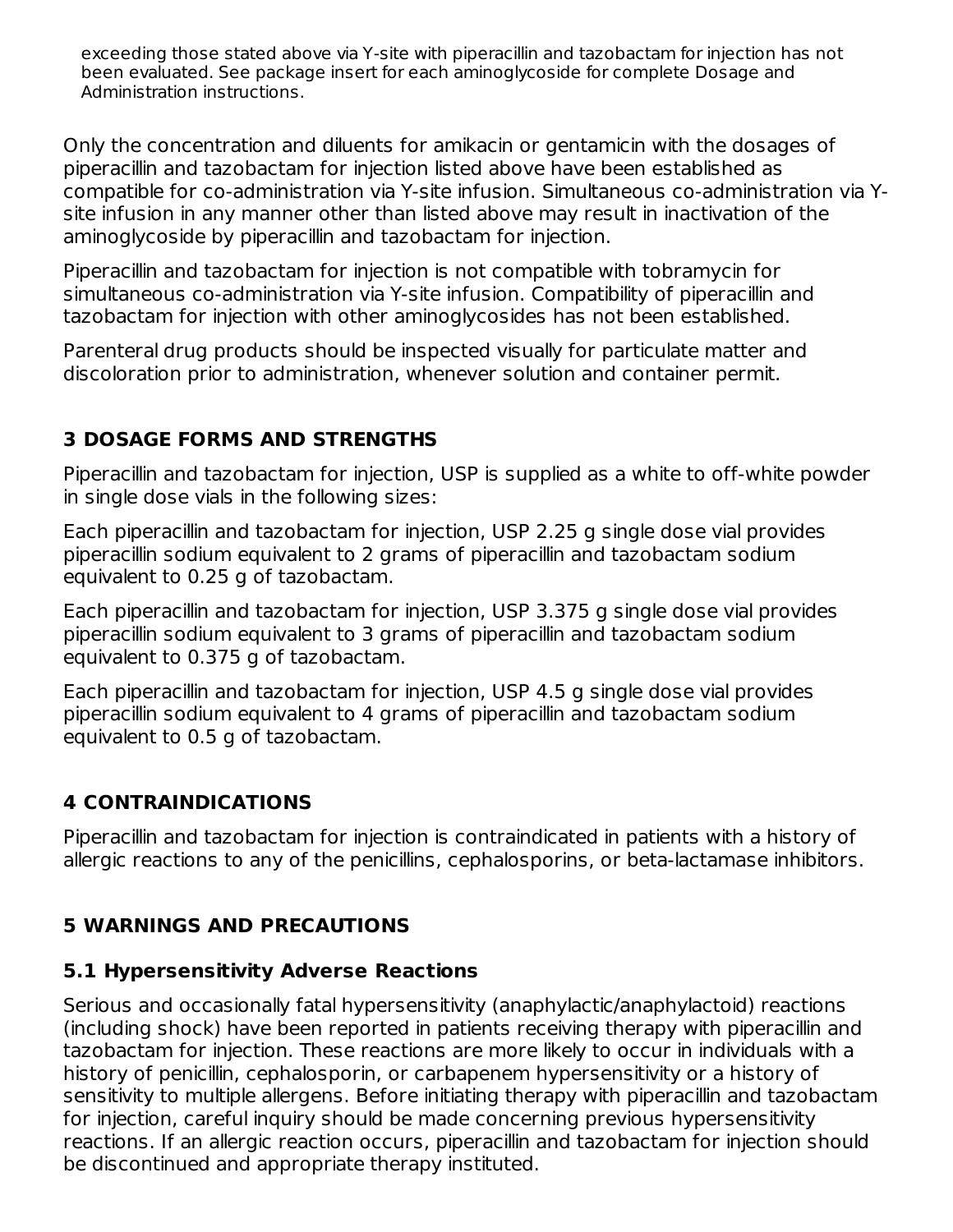exceeding those stated above via Y-site with piperacillin and tazobactam for injection has not been evaluated. See package insert for each aminoglycoside for complete Dosage and Administration instructions.

Only the concentration and diluents for amikacin or gentamicin with the dosages of piperacillin and tazobactam for injection listed above have been established as compatible for co-administration via Y-site infusion. Simultaneous co-administration via Y-site infusion in any manner other than listed above may result in inactivation of the aminoglycoside by piperacillin and tazobactam for injection.

Piperacillin and tazobactam for injection is not compatible with tobramycin for simultaneous co-administration via Y-site infusion. Compatibility of piperacillin and tazobactam for injection with other aminoglycosides has not been established.

Parenteral drug products should be inspected visually for particulate matter and discoloration prior to administration, whenever solution and container permit.

## 3 DOSAGE FORMS AND STRENGTHS

Piperacillin and tazobactam for injection, USP is supplied as a white to off-white powder in single dose vials in the following sizes:

Each piperacillin and tazobactam for injection, USP 2.25 g single dose vial provides piperacillin sodium equivalent to 2 grams of piperacillin and tazobactam sodium equivalent to 0.25 g of tazobactam.

Each piperacillin and tazobactam for injection, USP 3.375 g single dose vial provides piperacillin sodium equivalent to 3 grams of piperacillin and tazobactam sodium equivalent to 0.375 g of tazobactam.

Each piperacillin and tazobactam for injection, USP 4.5 g single dose vial provides piperacillin sodium equivalent to 4 grams of piperacillin and tazobactam sodium equivalent to 0.5 g of tazobactam.

## 4 CONTRAINDICATIONS

Piperacillin and tazobactam for injection is contraindicated in patients with a history of allergic reactions to any of the penicillins, cephalosporins, or beta-lactamase inhibitors.

## 5 WARNINGS AND PRECAUTIONS

### 5.1 Hypersensitivity Adverse Reactions

Serious and occasionally fatal hypersensitivity (anaphylactic/anaphylactoid) reactions (including shock) have been reported in patients receiving therapy with piperacillin and tazobactam for injection. These reactions are more likely to occur in individuals with a history of penicillin, cephalosporin, or carbapenem hypersensitivity or a history of sensitivity to multiple allergens. Before initiating therapy with piperacillin and tazobactam for injection, careful inquiry should be made concerning previous hypersensitivity reactions. If an allergic reaction occurs, piperacillin and tazobactam for injection should be discontinued and appropriate therapy instituted.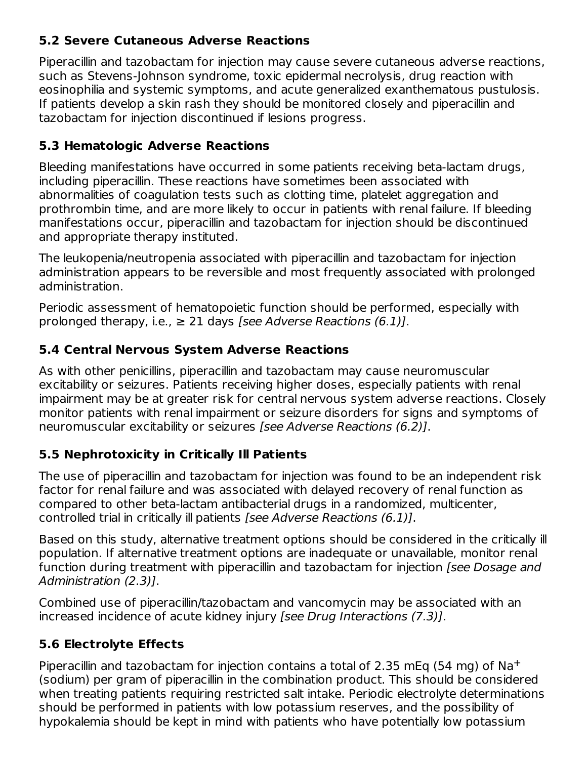### 5.2 Severe Cutaneous Adverse Reactions

Piperacillin and tazobactam for injection may cause severe cutaneous adverse reactions, such as Stevens-Johnson syndrome, toxic epidermal necrolysis, drug reaction with eosinophilia and systemic symptoms, and acute generalized exanthematous pustulosis. If patients develop a skin rash they should be monitored closely and piperacillin and tazobactam for injection discontinued if lesions progress.

### 5.3 Hematologic Adverse Reactions

Bleeding manifestations have occurred in some patients receiving beta-lactam drugs, including piperacillin. These reactions have sometimes been associated with abnormalities of coagulation tests such as clotting time, platelet aggregation and prothrombin time, and are more likely to occur in patients with renal failure. If bleeding manifestations occur, piperacillin and tazobactam for injection should be discontinued and appropriate therapy instituted.

The leukopenia/neutropenia associated with piperacillin and tazobactam for injection administration appears to be reversible and most frequently associated with prolonged administration.

Periodic assessment of hematopoietic function should be performed, especially with prolonged therapy, i.e., ≥ 21 days *[see Adverse Reactions (6.1)]*.

### 5.4 Central Nervous System Adverse Reactions

As with other penicillins, piperacillin and tazobactam may cause neuromuscular excitability or seizures. Patients receiving higher doses, especially patients with renal impairment may be at greater risk for central nervous system adverse reactions. Closely monitor patients with renal impairment or seizure disorders for signs and symptoms of neuromuscular excitability or seizures *[see Adverse Reactions (6.2)]*.

### 5.5 Nephrotoxicity in Critically Ill Patients

The use of piperacillin and tazobactam for injection was found to be an independent risk factor for renal failure and was associated with delayed recovery of renal function as compared to other beta-lactam antibacterial drugs in a randomized, multicenter, controlled trial in critically ill patients *[see Adverse Reactions (6.1)]*.

Based on this study, alternative treatment options should be considered in the critically ill population. If alternative treatment options are inadequate or unavailable, monitor renal function during treatment with piperacillin and tazobactam for injection *[see Dosage and Administration (2.3)]*.

Combined use of piperacillin/tazobactam and vancomycin may be associated with an increased incidence of acute kidney injury *[see Drug Interactions (7.3)]*.

### 5.6 Electrolyte Effects

Piperacillin and tazobactam for injection contains a total of 2.35 mEq (54 mg) of $Na^+$ (sodium) per gram of piperacillin in the combination product. This should be considered when treating patients requiring restricted salt intake. Periodic electrolyte determinations should be performed in patients with low potassium reserves, and the possibility of hypokalemia should be kept in mind with patients who have potentially low potassium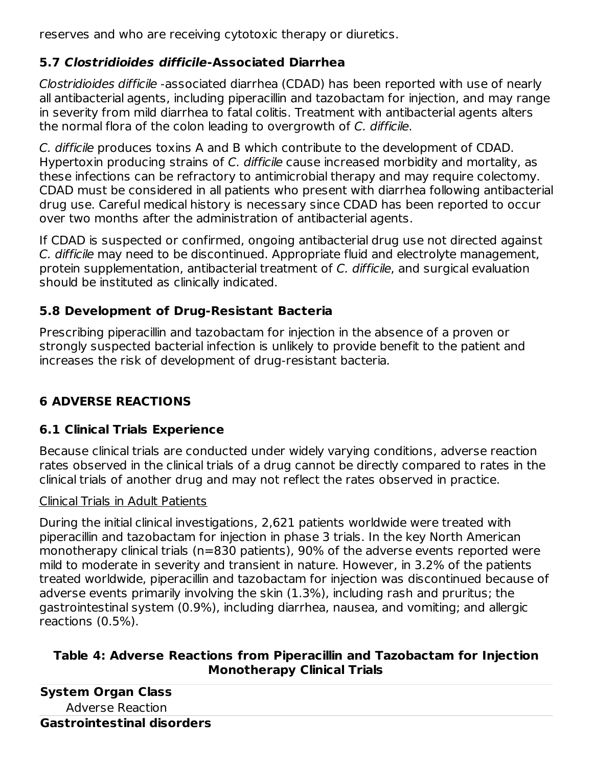reserves and who are receiving cytotoxic therapy or diuretics.

### 5.7 *Clostridioides difficile*-Associated Diarrhea

*Clostridioides difficile* -associated diarrhea (CDAD) has been reported with use of nearly all antibacterial agents, including piperacillin and tazobactam for injection, and may range in severity from mild diarrhea to fatal colitis. Treatment with antibacterial agents alters the normal flora of the colon leading to overgrowth of *C. difficile*.

*C. difficile* produces toxins A and B which contribute to the development of CDAD. Hypertoxin producing strains of *C. difficile* cause increased morbidity and mortality, as these infections can be refractory to antimicrobial therapy and may require colectomy. CDAD must be considered in all patients who present with diarrhea following antibacterial drug use. Careful medical history is necessary since CDAD has been reported to occur over two months after the administration of antibacterial agents.

If CDAD is suspected or confirmed, ongoing antibacterial drug use not directed against *C. difficile* may need to be discontinued. Appropriate fluid and electrolyte management, protein supplementation, antibacterial treatment of *C. difficile*, and surgical evaluation should be instituted as clinically indicated.

### 5.8 Development of Drug-Resistant Bacteria

Prescribing piperacillin and tazobactam for injection in the absence of a proven or strongly suspected bacterial infection is unlikely to provide benefit to the patient and increases the risk of development of drug-resistant bacteria.

## 6 ADVERSE REACTIONS

### 6.1 Clinical Trials Experience

Because clinical trials are conducted under widely varying conditions, adverse reaction rates observed in the clinical trials of a drug cannot be directly compared to rates in the clinical trials of another drug and may not reflect the rates observed in practice.

Clinical Trials in Adult Patients

During the initial clinical investigations, 2,621 patients worldwide were treated with piperacillin and tazobactam for injection in phase 3 trials. In the key North American monotherapy clinical trials (n=830 patients), 90% of the adverse events reported were mild to moderate in severity and transient in nature. However, in 3.2% of the patients treated worldwide, piperacillin and tazobactam for injection was discontinued because of adverse events primarily involving the skin (1.3%), including rash and pruritus; the gastrointestinal system (0.9%), including diarrhea, nausea, and vomiting; and allergic reactions (0.5%).

**Table 4: Adverse Reactions from Piperacillin and Tazobactam for Injection Monotherapy Clinical Trials**

| System Organ Class<br>Adverse Reaction |
|---|
| **Gastrointestinal disorders** |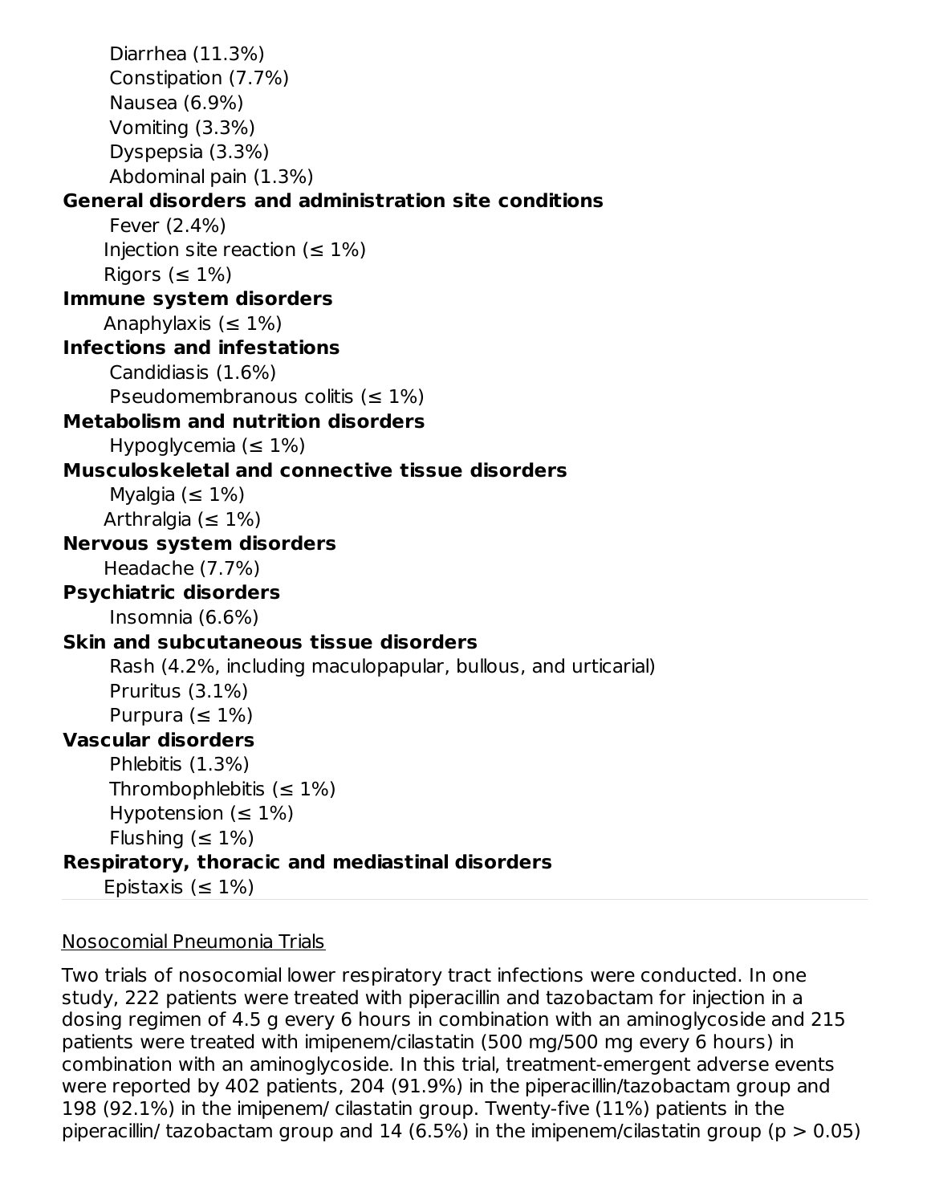Diarrhea (11.3%)
Constipation (7.7%)
Nausea (6.9%)
Vomiting (3.3%)
Dyspepsia (3.3%)
Abdominal pain (1.3%)

**General disorders and administration site conditions**

Fever (2.4%)
Injection site reaction (≤ 1%)
Rigors (≤ 1%)

**Immune system disorders**

Anaphylaxis (≤ 1%)

**Infections and infestations**

Candidiasis (1.6%)
Pseudomembranous colitis (≤ 1%)

**Metabolism and nutrition disorders**

Hypoglycemia (≤ 1%)

**Musculoskeletal and connective tissue disorders**

Myalgia (≤ 1%)
Arthralgia (≤ 1%)

**Nervous system disorders**

Headache (7.7%)

**Psychiatric disorders**

Insomnia (6.6%)

**Skin and subcutaneous tissue disorders**

Rash (4.2%, including maculopapular, bullous, and urticarial)
Pruritus (3.1%)
Purpura (≤ 1%)

**Vascular disorders**

Phlebitis (1.3%)
Thrombophlebitis (≤ 1%)
Hypotension (≤ 1%)
Flushing (≤ 1%)

**Respiratory, thoracic and mediastinal disorders**

Epistaxis (≤ 1%)

Nosocomial Pneumonia Trials

Two trials of nosocomial lower respiratory tract infections were conducted. In one study, 222 patients were treated with piperacillin and tazobactam for injection in a dosing regimen of 4.5 g every 6 hours in combination with an aminoglycoside and 215 patients were treated with imipenem/cilastatin (500 mg/500 mg every 6 hours) in combination with an aminoglycoside. In this trial, treatment-emergent adverse events were reported by 402 patients, 204 (91.9%) in the piperacillin/tazobactam group and 198 (92.1%) in the imipenem/ cilastatin group. Twenty-five (11%) patients in the piperacillin/ tazobactam group and 14 (6.5%) in the imipenem/cilastatin group ($p > 0.05$)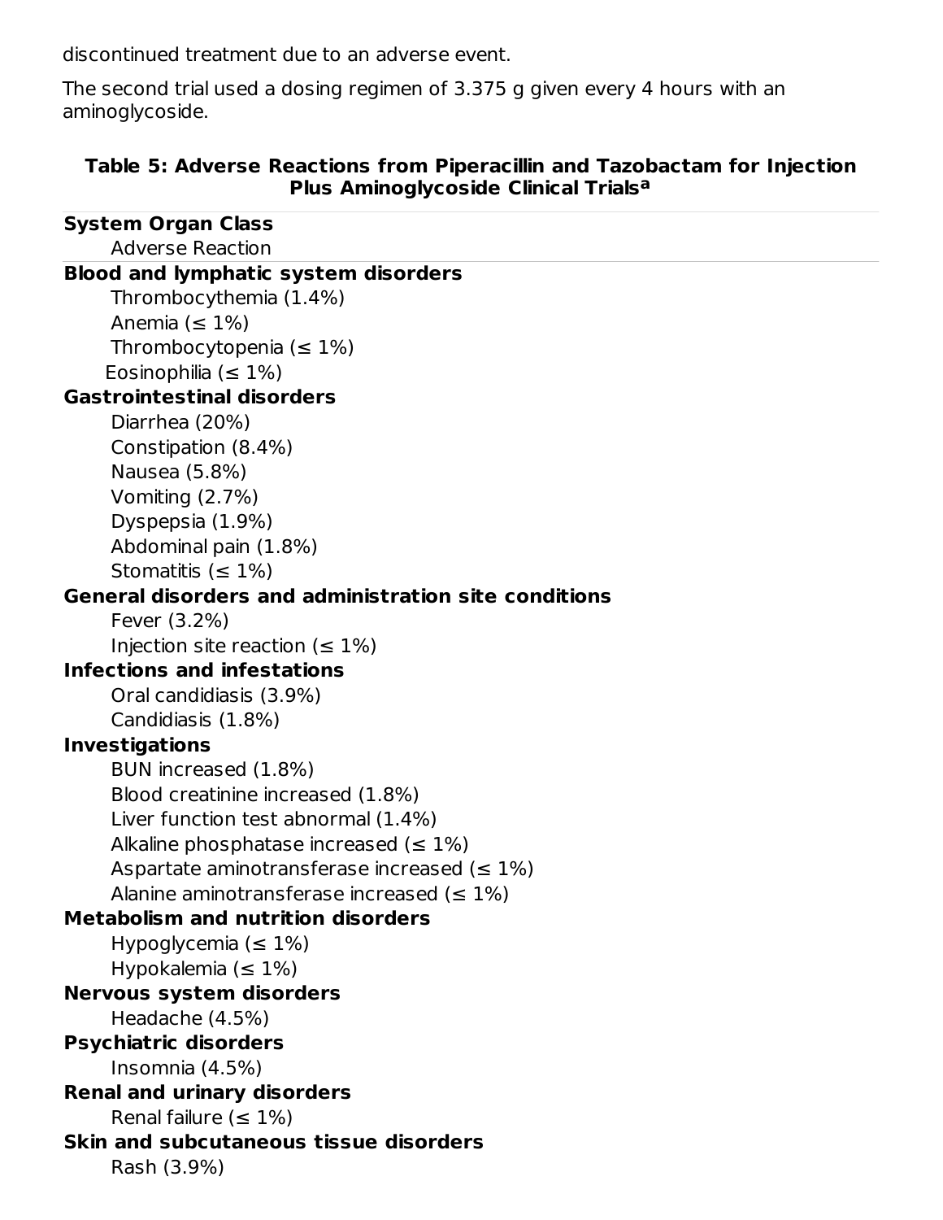discontinued treatment due to an adverse event.

The second trial used a dosing regimen of 3.375 g given every 4 hours with an aminoglycoside.

**Table 5: Adverse Reactions from Piperacillin and Tazobactam for Injection Plus Aminoglycoside Clinical Trials[a]**

| System Organ Class<br>Adverse Reaction |
|---|
| **Blood and lymphatic system disorders** |
| Thrombocythemia (1.4%) |
| Anemia (≤ 1%) |
| Thrombocytopenia (≤ 1%) |
| Eosinophilia (≤ 1%) |
| **Gastrointestinal disorders** |
| Diarrhea (20%) |
| Constipation (8.4%) |
| Nausea (5.8%) |
| Vomiting (2.7%) |
| Dyspepsia (1.9%) |
| Abdominal pain (1.8%) |
| Stomatitis (≤ 1%) |
| **General disorders and administration site conditions** |
| Fever (3.2%) |
| Injection site reaction (≤ 1%) |
| **Infections and infestations** |
| Oral candidiasis (3.9%) |
| Candidiasis (1.8%) |
| **Investigations** |
| BUN increased (1.8%) |
| Blood creatinine increased (1.8%) |
| Liver function test abnormal (1.4%) |
| Alkaline phosphatase increased (≤ 1%) |
| Aspartate aminotransferase increased (≤ 1%) |
| Alanine aminotransferase increased (≤ 1%) |
| **Metabolism and nutrition disorders** |
| Hypoglycemia (≤ 1%) |
| Hypokalemia (≤ 1%) |
| **Nervous system disorders** |
| Headache (4.5%) |
| **Psychiatric disorders** |
| Insomnia (4.5%) |
| **Renal and urinary disorders** |
| Renal failure (≤ 1%) |
| **Skin and subcutaneous tissue disorders** |
| Rash (3.9%) |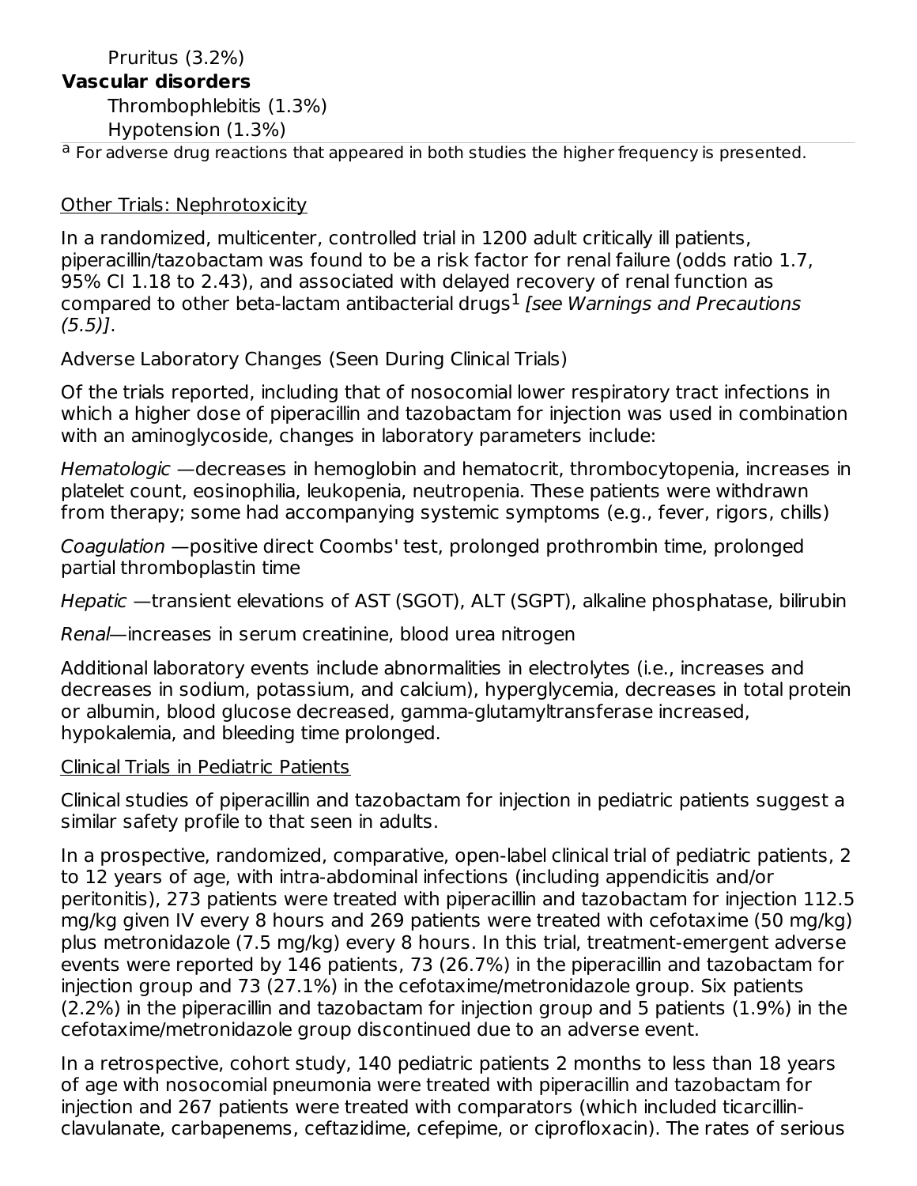Pruritus (3.2%)

**Vascular disorders**

Thrombophlebitis (1.3%)

Hypotension (1.3%)

[a] For adverse drug reactions that appeared in both studies the higher frequency is presented.

Other Trials: Nephrotoxicity

In a randomized, multicenter, controlled trial in 1200 adult critically ill patients, piperacillin/tazobactam was found to be a risk factor for renal failure (odds ratio 1.7, 95% CI 1.18 to 2.43), and associated with delayed recovery of renal function as compared to other beta-lactam antibacterial drugs[1] *[see Warnings and Precautions (5.5)]*.

Adverse Laboratory Changes (Seen During Clinical Trials)

Of the trials reported, including that of nosocomial lower respiratory tract infections in which a higher dose of piperacillin and tazobactam for injection was used in combination with an aminoglycoside, changes in laboratory parameters include:

*Hematologic* —decreases in hemoglobin and hematocrit, thrombocytopenia, increases in platelet count, eosinophilia, leukopenia, neutropenia. These patients were withdrawn from therapy; some had accompanying systemic symptoms (e.g., fever, rigors, chills)

*Coagulation* —positive direct Coombs' test, prolonged prothrombin time, prolonged partial thromboplastin time

*Hepatic* —transient elevations of AST (SGOT), ALT (SGPT), alkaline phosphatase, bilirubin

*Renal*—increases in serum creatinine, blood urea nitrogen

Additional laboratory events include abnormalities in electrolytes (i.e., increases and decreases in sodium, potassium, and calcium), hyperglycemia, decreases in total protein or albumin, blood glucose decreased, gamma-glutamyltransferase increased, hypokalemia, and bleeding time prolonged.

Clinical Trials in Pediatric Patients

Clinical studies of piperacillin and tazobactam for injection in pediatric patients suggest a similar safety profile to that seen in adults.

In a prospective, randomized, comparative, open-label clinical trial of pediatric patients, 2 to 12 years of age, with intra-abdominal infections (including appendicitis and/or peritonitis), 273 patients were treated with piperacillin and tazobactam for injection 112.5 mg/kg given IV every 8 hours and 269 patients were treated with cefotaxime (50 mg/kg) plus metronidazole (7.5 mg/kg) every 8 hours. In this trial, treatment-emergent adverse events were reported by 146 patients, 73 (26.7%) in the piperacillin and tazobactam for injection group and 73 (27.1%) in the cefotaxime/metronidazole group. Six patients (2.2%) in the piperacillin and tazobactam for injection group and 5 patients (1.9%) in the cefotaxime/metronidazole group discontinued due to an adverse event.

In a retrospective, cohort study, 140 pediatric patients 2 months to less than 18 years of age with nosocomial pneumonia were treated with piperacillin and tazobactam for injection and 267 patients were treated with comparators (which included ticarcillin-clavulanate, carbapenems, ceftazidime, cefepime, or ciprofloxacin). The rates of serious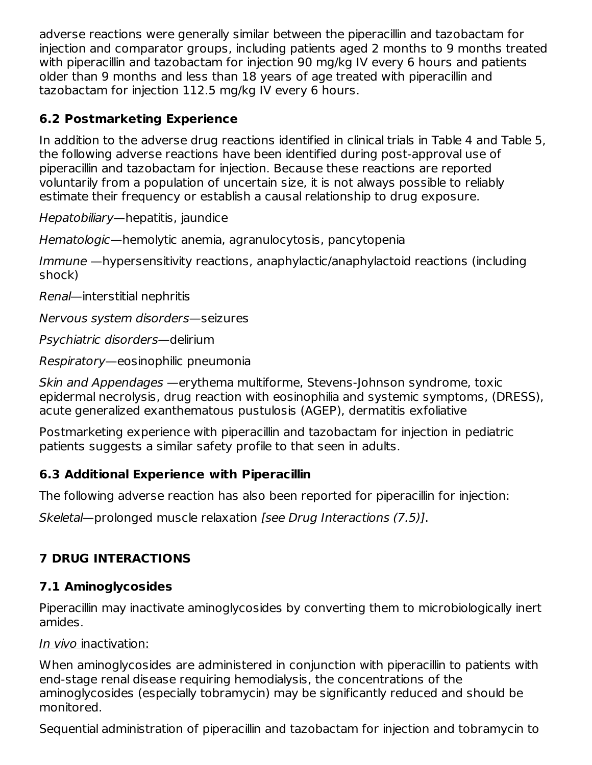adverse reactions were generally similar between the piperacillin and tazobactam for injection and comparator groups, including patients aged 2 months to 9 months treated with piperacillin and tazobactam for injection 90 mg/kg IV every 6 hours and patients older than 9 months and less than 18 years of age treated with piperacillin and tazobactam for injection 112.5 mg/kg IV every 6 hours.

### 6.2 Postmarketing Experience

In addition to the adverse drug reactions identified in clinical trials in Table 4 and Table 5, the following adverse reactions have been identified during post-approval use of piperacillin and tazobactam for injection. Because these reactions are reported voluntarily from a population of uncertain size, it is not always possible to reliably estimate their frequency or establish a causal relationship to drug exposure.

*Hepatobiliary*—hepatitis, jaundice

*Hematologic*—hemolytic anemia, agranulocytosis, pancytopenia

*Immune* —hypersensitivity reactions, anaphylactic/anaphylactoid reactions (including shock)

*Renal*—interstitial nephritis

*Nervous system disorders*—seizures

*Psychiatric disorders*—delirium

*Respiratory*—eosinophilic pneumonia

*Skin and Appendages* —erythema multiforme, Stevens-Johnson syndrome, toxic epidermal necrolysis, drug reaction with eosinophilia and systemic symptoms, (DRESS), acute generalized exanthematous pustulosis (AGEP), dermatitis exfoliative

Postmarketing experience with piperacillin and tazobactam for injection in pediatric patients suggests a similar safety profile to that seen in adults.

### 6.3 Additional Experience with Piperacillin

The following adverse reaction has also been reported for piperacillin for injection:

*Skeletal*—prolonged muscle relaxation *[see Drug Interactions (7.5)]*.

## 7 DRUG INTERACTIONS

### 7.1 Aminoglycosides

Piperacillin may inactivate aminoglycosides by converting them to microbiologically inert amides.

*In vivo* inactivation:

When aminoglycosides are administered in conjunction with piperacillin to patients with end-stage renal disease requiring hemodialysis, the concentrations of the aminoglycosides (especially tobramycin) may be significantly reduced and should be monitored.

Sequential administration of piperacillin and tazobactam for injection and tobramycin to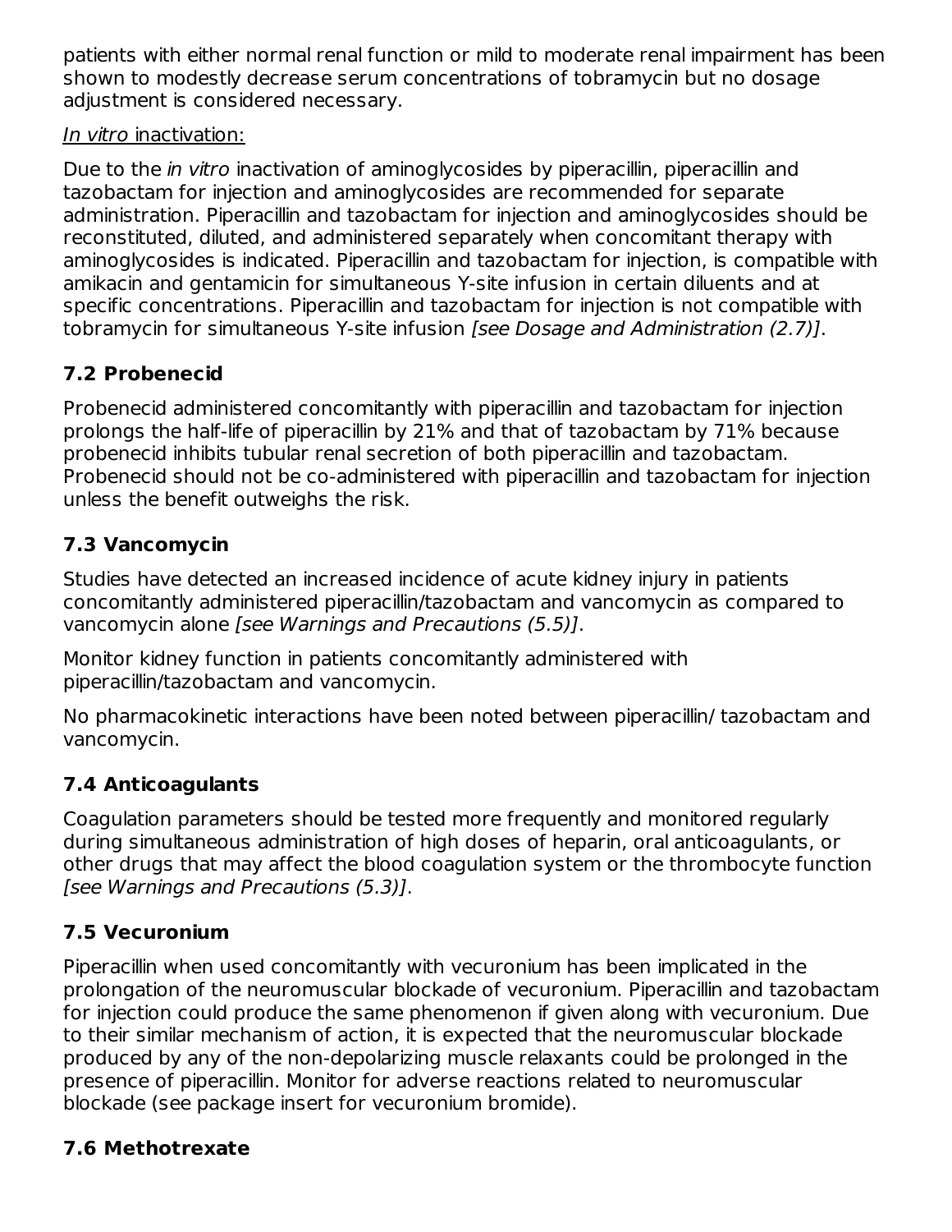patients with either normal renal function or mild to moderate renal impairment has been shown to modestly decrease serum concentrations of tobramycin but no dosage adjustment is considered necessary.

*In vitro* inactivation:

Due to the *in vitro* inactivation of aminoglycosides by piperacillin, piperacillin and tazobactam for injection and aminoglycosides are recommended for separate administration. Piperacillin and tazobactam for injection and aminoglycosides should be reconstituted, diluted, and administered separately when concomitant therapy with aminoglycosides is indicated. Piperacillin and tazobactam for injection, is compatible with amikacin and gentamicin for simultaneous Y-site infusion in certain diluents and at specific concentrations. Piperacillin and tazobactam for injection is not compatible with tobramycin for simultaneous Y-site infusion *[see Dosage and Administration (2.7)]*.

## 7.2 Probenecid

Probenecid administered concomitantly with piperacillin and tazobactam for injection prolongs the half-life of piperacillin by 21% and that of tazobactam by 71% because probenecid inhibits tubular renal secretion of both piperacillin and tazobactam. Probenecid should not be co-administered with piperacillin and tazobactam for injection unless the benefit outweighs the risk.

## 7.3 Vancomycin

Studies have detected an increased incidence of acute kidney injury in patients concomitantly administered piperacillin/tazobactam and vancomycin as compared to vancomycin alone *[see Warnings and Precautions (5.5)]*.

Monitor kidney function in patients concomitantly administered with piperacillin/tazobactam and vancomycin.

No pharmacokinetic interactions have been noted between piperacillin/ tazobactam and vancomycin.

## 7.4 Anticoagulants

Coagulation parameters should be tested more frequently and monitored regularly during simultaneous administration of high doses of heparin, oral anticoagulants, or other drugs that may affect the blood coagulation system or the thrombocyte function *[see Warnings and Precautions (5.3)]*.

## 7.5 Vecuronium

Piperacillin when used concomitantly with vecuronium has been implicated in the prolongation of the neuromuscular blockade of vecuronium. Piperacillin and tazobactam for injection could produce the same phenomenon if given along with vecuronium. Due to their similar mechanism of action, it is expected that the neuromuscular blockade produced by any of the non-depolarizing muscle relaxants could be prolonged in the presence of piperacillin. Monitor for adverse reactions related to neuromuscular blockade (see package insert for vecuronium bromide).

## 7.6 Methotrexate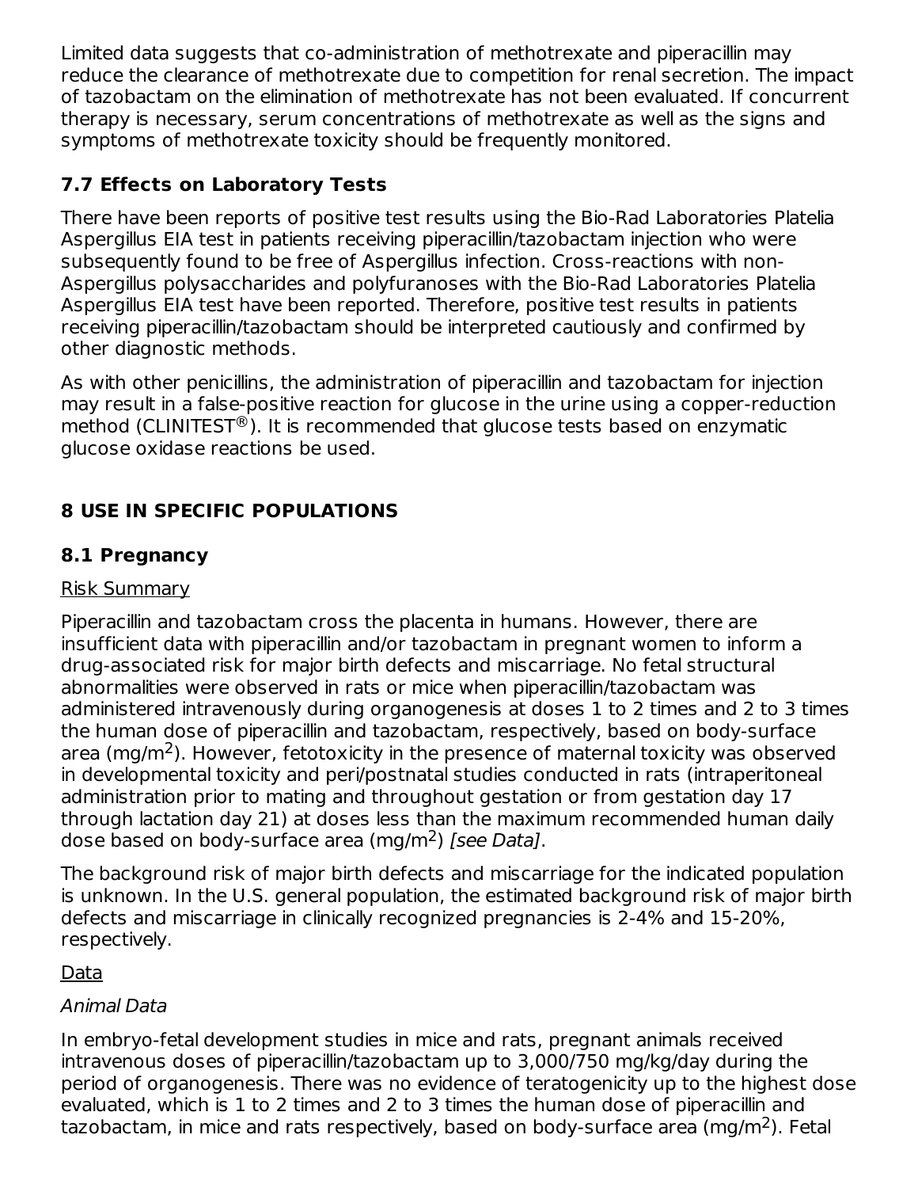Limited data suggests that co-administration of methotrexate and piperacillin may reduce the clearance of methotrexate due to competition for renal secretion. The impact of tazobactam on the elimination of methotrexate has not been evaluated. If concurrent therapy is necessary, serum concentrations of methotrexate as well as the signs and symptoms of methotrexate toxicity should be frequently monitored.

### 7.7 Effects on Laboratory Tests

There have been reports of positive test results using the Bio-Rad Laboratories Platelia Aspergillus EIA test in patients receiving piperacillin/tazobactam injection who were subsequently found to be free of Aspergillus infection. Cross-reactions with non-Aspergillus polysaccharides and polyfuranoses with the Bio-Rad Laboratories Platelia Aspergillus EIA test have been reported. Therefore, positive test results in patients receiving piperacillin/tazobactam should be interpreted cautiously and confirmed by other diagnostic methods.

As with other penicillins, the administration of piperacillin and tazobactam for injection may result in a false-positive reaction for glucose in the urine using a copper-reduction method (CLINITEST®). It is recommended that glucose tests based on enzymatic glucose oxidase reactions be used.

## 8 USE IN SPECIFIC POPULATIONS

### 8.1 Pregnancy

Risk Summary

Piperacillin and tazobactam cross the placenta in humans. However, there are insufficient data with piperacillin and/or tazobactam in pregnant women to inform a drug-associated risk for major birth defects and miscarriage. No fetal structural abnormalities were observed in rats or mice when piperacillin/tazobactam was administered intravenously during organogenesis at doses 1 to 2 times and 2 to 3 times the human dose of piperacillin and tazobactam, respectively, based on body-surface area (mg/m$^2$). However, fetotoxicity in the presence of maternal toxicity was observed in developmental toxicity and peri/postnatal studies conducted in rats (intraperitoneal administration prior to mating and throughout gestation or from gestation day 17 through lactation day 21) at doses less than the maximum recommended human daily dose based on body-surface area (mg/m$^2$) *[see Data]*.

The background risk of major birth defects and miscarriage for the indicated population is unknown. In the U.S. general population, the estimated background risk of major birth defects and miscarriage in clinically recognized pregnancies is 2-4% and 15-20%, respectively.

Data

*Animal Data*

In embryo-fetal development studies in mice and rats, pregnant animals received intravenous doses of piperacillin/tazobactam up to 3,000/750 mg/kg/day during the period of organogenesis. There was no evidence of teratogenicity up to the highest dose evaluated, which is 1 to 2 times and 2 to 3 times the human dose of piperacillin and tazobactam, in mice and rats respectively, based on body-surface area (mg/m$^2$). Fetal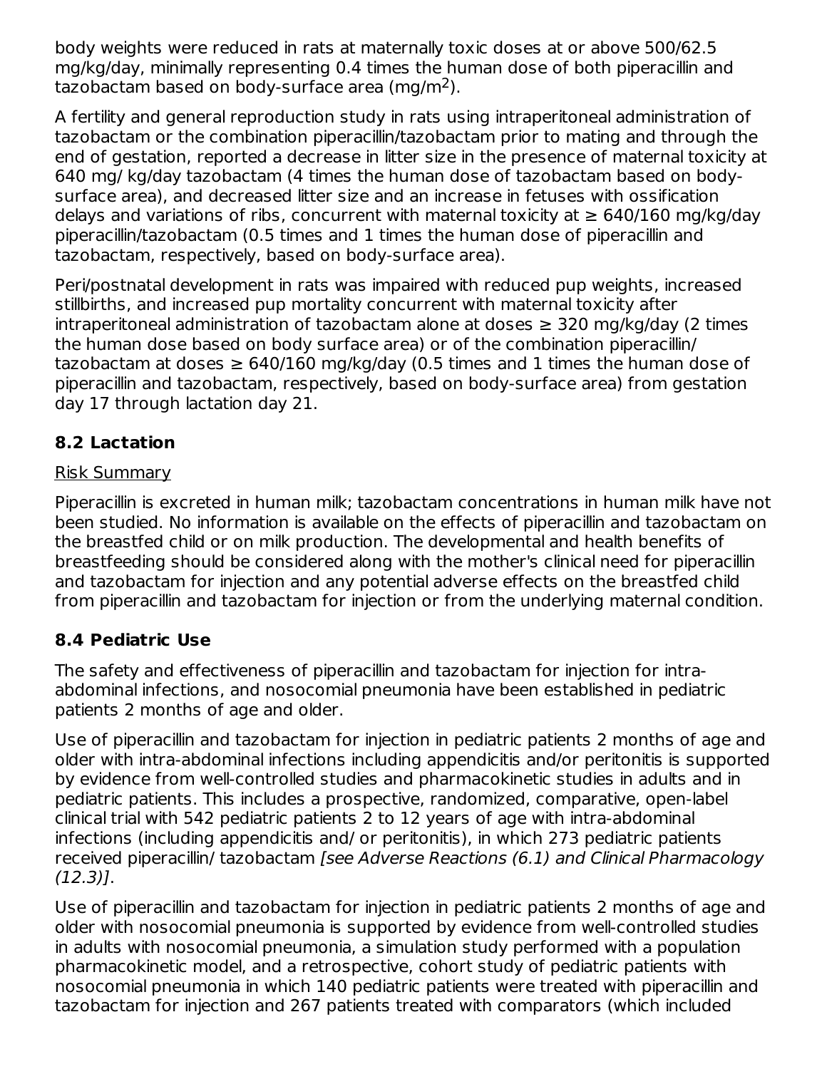body weights were reduced in rats at maternally toxic doses at or above 500/62.5 mg/kg/day, minimally representing 0.4 times the human dose of both piperacillin and tazobactam based on body-surface area ($mg/m^2$).

A fertility and general reproduction study in rats using intraperitoneal administration of tazobactam or the combination piperacillin/tazobactam prior to mating and through the end of gestation, reported a decrease in litter size in the presence of maternal toxicity at 640 mg/ kg/day tazobactam (4 times the human dose of tazobactam based on body-surface area), and decreased litter size and an increase in fetuses with ossification delays and variations of ribs, concurrent with maternal toxicity at ≥ 640/160 mg/kg/day piperacillin/tazobactam (0.5 times and 1 times the human dose of piperacillin and tazobactam, respectively, based on body-surface area).

Peri/postnatal development in rats was impaired with reduced pup weights, increased stillbirths, and increased pup mortality concurrent with maternal toxicity after intraperitoneal administration of tazobactam alone at doses ≥ 320 mg/kg/day (2 times the human dose based on body surface area) or of the combination piperacillin/ tazobactam at doses ≥ 640/160 mg/kg/day (0.5 times and 1 times the human dose of piperacillin and tazobactam, respectively, based on body-surface area) from gestation day 17 through lactation day 21.

## 8.2 Lactation

Risk Summary

Piperacillin is excreted in human milk; tazobactam concentrations in human milk have not been studied. No information is available on the effects of piperacillin and tazobactam on the breastfed child or on milk production. The developmental and health benefits of breastfeeding should be considered along with the mother's clinical need for piperacillin and tazobactam for injection and any potential adverse effects on the breastfed child from piperacillin and tazobactam for injection or from the underlying maternal condition.

## 8.4 Pediatric Use

The safety and effectiveness of piperacillin and tazobactam for injection for intra-abdominal infections, and nosocomial pneumonia have been established in pediatric patients 2 months of age and older.

Use of piperacillin and tazobactam for injection in pediatric patients 2 months of age and older with intra-abdominal infections including appendicitis and/or peritonitis is supported by evidence from well-controlled studies and pharmacokinetic studies in adults and in pediatric patients. This includes a prospective, randomized, comparative, open-label clinical trial with 542 pediatric patients 2 to 12 years of age with intra-abdominal infections (including appendicitis and/ or peritonitis), in which 273 pediatric patients received piperacillin/ tazobactam *[see Adverse Reactions (6.1) and Clinical Pharmacology (12.3)]*.

Use of piperacillin and tazobactam for injection in pediatric patients 2 months of age and older with nosocomial pneumonia is supported by evidence from well-controlled studies in adults with nosocomial pneumonia, a simulation study performed with a population pharmacokinetic model, and a retrospective, cohort study of pediatric patients with nosocomial pneumonia in which 140 pediatric patients were treated with piperacillin and tazobactam for injection and 267 patients treated with comparators (which included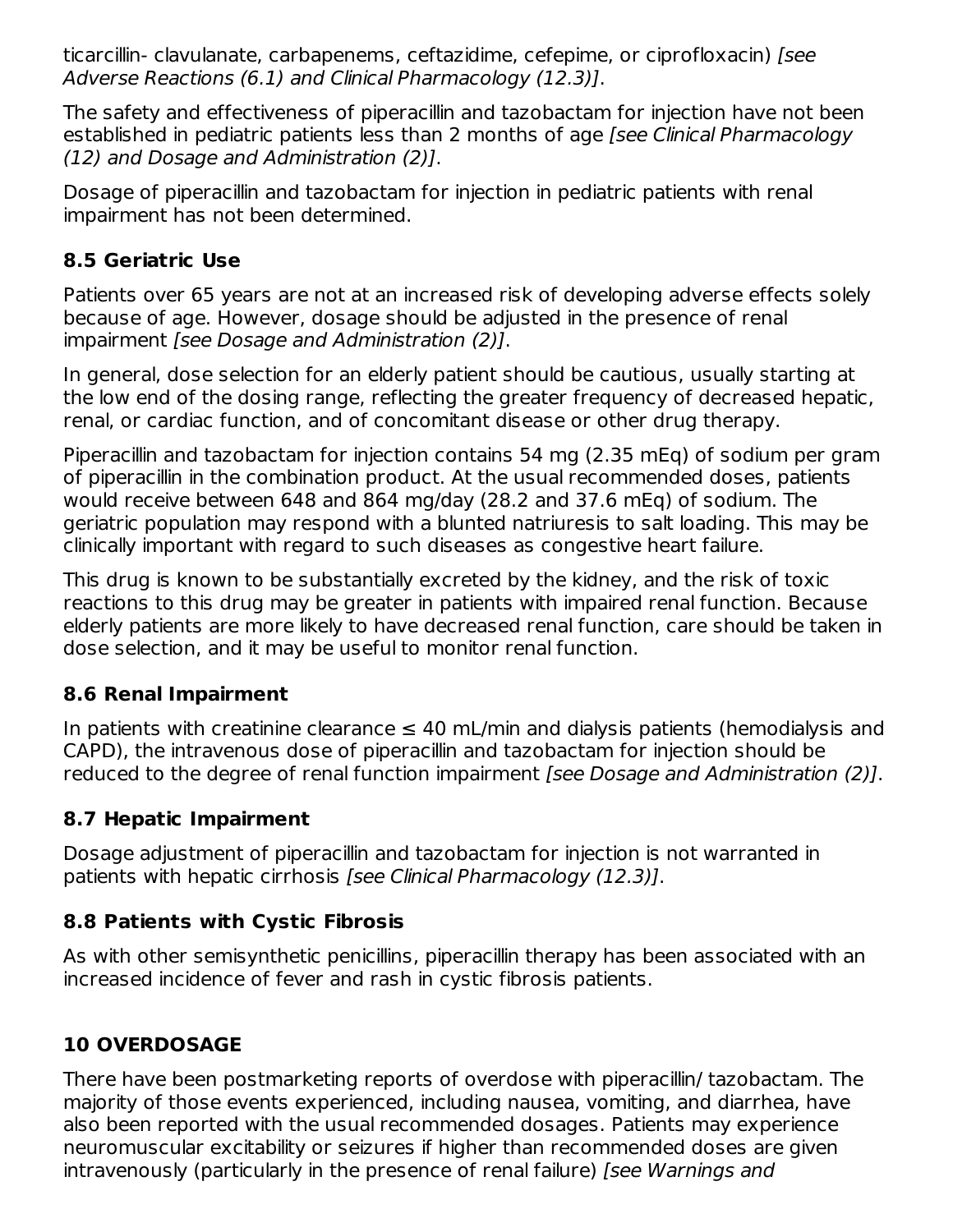ticarcillin- clavulanate, carbapenems, ceftazidime, cefepime, or ciprofloxacin) *[see Adverse Reactions (6.1) and Clinical Pharmacology (12.3)]*.

The safety and effectiveness of piperacillin and tazobactam for injection have not been established in pediatric patients less than 2 months of age *[see Clinical Pharmacology (12) and Dosage and Administration (2)]*.

Dosage of piperacillin and tazobactam for injection in pediatric patients with renal impairment has not been determined.

### 8.5 Geriatric Use

Patients over 65 years are not at an increased risk of developing adverse effects solely because of age. However, dosage should be adjusted in the presence of renal impairment *[see Dosage and Administration (2)]*.

In general, dose selection for an elderly patient should be cautious, usually starting at the low end of the dosing range, reflecting the greater frequency of decreased hepatic, renal, or cardiac function, and of concomitant disease or other drug therapy.

Piperacillin and tazobactam for injection contains 54 mg (2.35 mEq) of sodium per gram of piperacillin in the combination product. At the usual recommended doses, patients would receive between 648 and 864 mg/day (28.2 and 37.6 mEq) of sodium. The geriatric population may respond with a blunted natriuresis to salt loading. This may be clinically important with regard to such diseases as congestive heart failure.

This drug is known to be substantially excreted by the kidney, and the risk of toxic reactions to this drug may be greater in patients with impaired renal function. Because elderly patients are more likely to have decreased renal function, care should be taken in dose selection, and it may be useful to monitor renal function.

### 8.6 Renal Impairment

In patients with creatinine clearance ≤ 40 mL/min and dialysis patients (hemodialysis and CAPD), the intravenous dose of piperacillin and tazobactam for injection should be reduced to the degree of renal function impairment *[see Dosage and Administration (2)]*.

### 8.7 Hepatic Impairment

Dosage adjustment of piperacillin and tazobactam for injection is not warranted in patients with hepatic cirrhosis *[see Clinical Pharmacology (12.3)]*.

### 8.8 Patients with Cystic Fibrosis

As with other semisynthetic penicillins, piperacillin therapy has been associated with an increased incidence of fever and rash in cystic fibrosis patients.

## 10 OVERDOSAGE

There have been postmarketing reports of overdose with piperacillin/ tazobactam. The majority of those events experienced, including nausea, vomiting, and diarrhea, have also been reported with the usual recommended dosages. Patients may experience neuromuscular excitability or seizures if higher than recommended doses are given intravenously (particularly in the presence of renal failure) *[see Warnings and*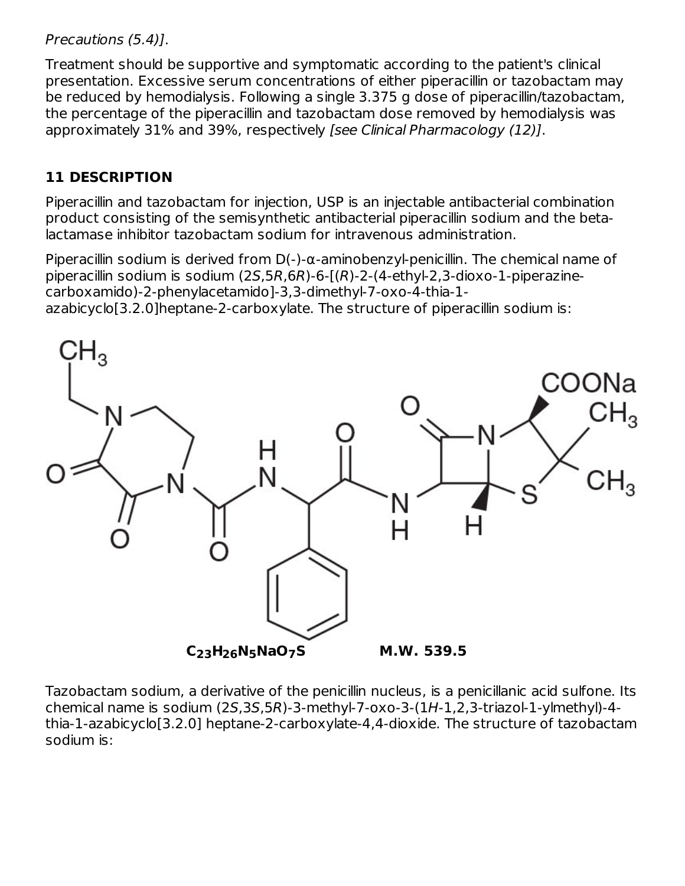*Precautions (5.4)]*.

Treatment should be supportive and symptomatic according to the patient's clinical presentation. Excessive serum concentrations of either piperacillin or tazobactam may be reduced by hemodialysis. Following a single 3.375 g dose of piperacillin/tazobactam, the percentage of the piperacillin and tazobactam dose removed by hemodialysis was approximately 31% and 39%, respectively *[see Clinical Pharmacology (12)]*.

## 11 DESCRIPTION

Piperacillin and tazobactam for injection, USP is an injectable antibacterial combination product consisting of the semisynthetic antibacterial piperacillin sodium and the beta-lactamase inhibitor tazobactam sodium for intravenous administration.

Piperacillin sodium is derived from D(-)-α-aminobenzyl-penicillin. The chemical name of piperacillin sodium is sodium (2*S*,5*R*,6*R*)-6-[(*R*)-2-(4-ethyl-2,3-dioxo-1-piperazine-carboxamido)-2-phenylacetamido]-3,3-dimethyl-7-oxo-4-thia-1-azabicyclo[3.2.0]heptane-2-carboxylate. The structure of piperacillin sodium is:

**$C_{23}H_{26}N_5NaO_7S$** **M.W. 539.5**

Tazobactam sodium, a derivative of the penicillin nucleus, is a penicillanic acid sulfone. Its chemical name is sodium (2*S*,3*S*,5*R*)-3-methyl-7-oxo-3-(1*H*-1,2,3-triazol-1-ylmethyl)-4-thia-1-azabicyclo[3.2.0] heptane-2-carboxylate-4,4-dioxide. The structure of tazobactam sodium is: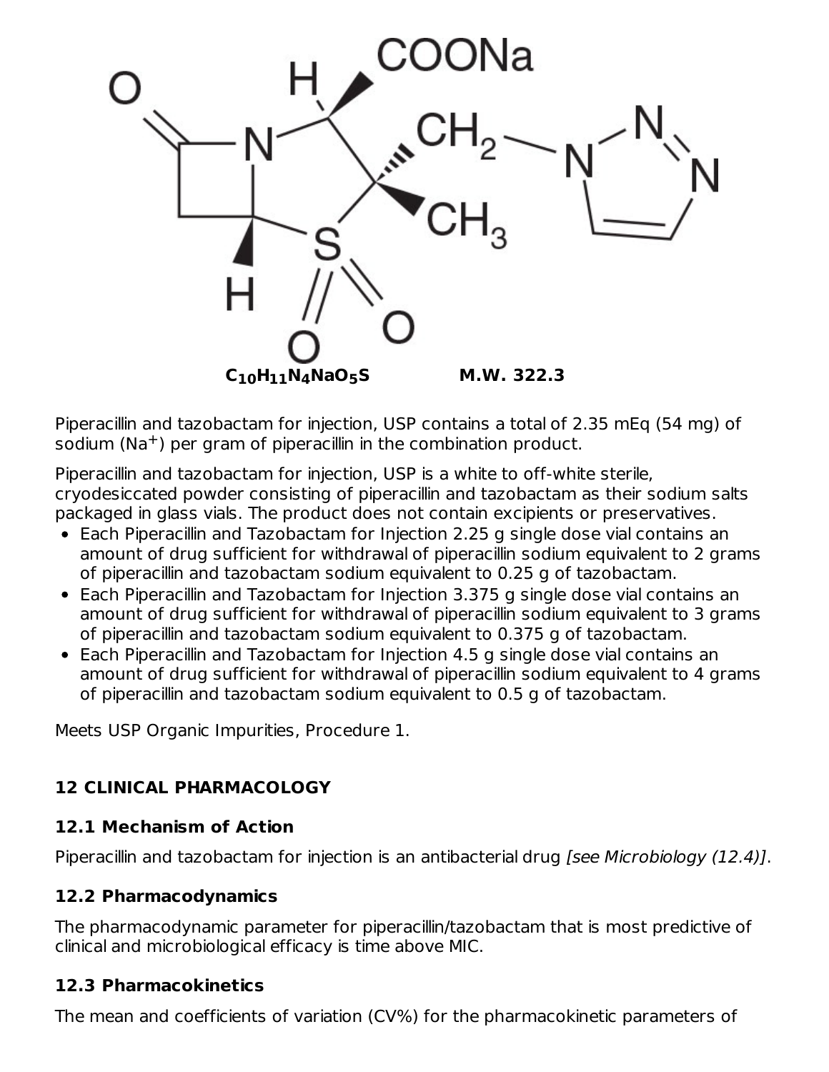$C_{10}H_{11}N_4NaO_5S$ M.W. 322.3

Piperacillin and tazobactam for injection, USP contains a total of 2.35 mEq (54 mg) of sodium ($Na^+$) per gram of piperacillin in the combination product.

Piperacillin and tazobactam for injection, USP is a white to off-white sterile, cryodesiccated powder consisting of piperacillin and tazobactam as their sodium salts packaged in glass vials. The product does not contain excipients or preservatives.

- Each Piperacillin and Tazobactam for Injection 2.25 g single dose vial contains an amount of drug sufficient for withdrawal of piperacillin sodium equivalent to 2 grams of piperacillin and tazobactam sodium equivalent to 0.25 g of tazobactam.
- Each Piperacillin and Tazobactam for Injection 3.375 g single dose vial contains an amount of drug sufficient for withdrawal of piperacillin sodium equivalent to 3 grams of piperacillin and tazobactam sodium equivalent to 0.375 g of tazobactam.
- Each Piperacillin and Tazobactam for Injection 4.5 g single dose vial contains an amount of drug sufficient for withdrawal of piperacillin sodium equivalent to 4 grams of piperacillin and tazobactam sodium equivalent to 0.5 g of tazobactam.

Meets USP Organic Impurities, Procedure 1.

## 12 CLINICAL PHARMACOLOGY

### 12.1 Mechanism of Action

Piperacillin and tazobactam for injection is an antibacterial drug *[see Microbiology (12.4)]*.

### 12.2 Pharmacodynamics

The pharmacodynamic parameter for piperacillin/tazobactam that is most predictive of clinical and microbiological efficacy is time above MIC.

### 12.3 Pharmacokinetics

The mean and coefficients of variation (CV%) for the pharmacokinetic parameters of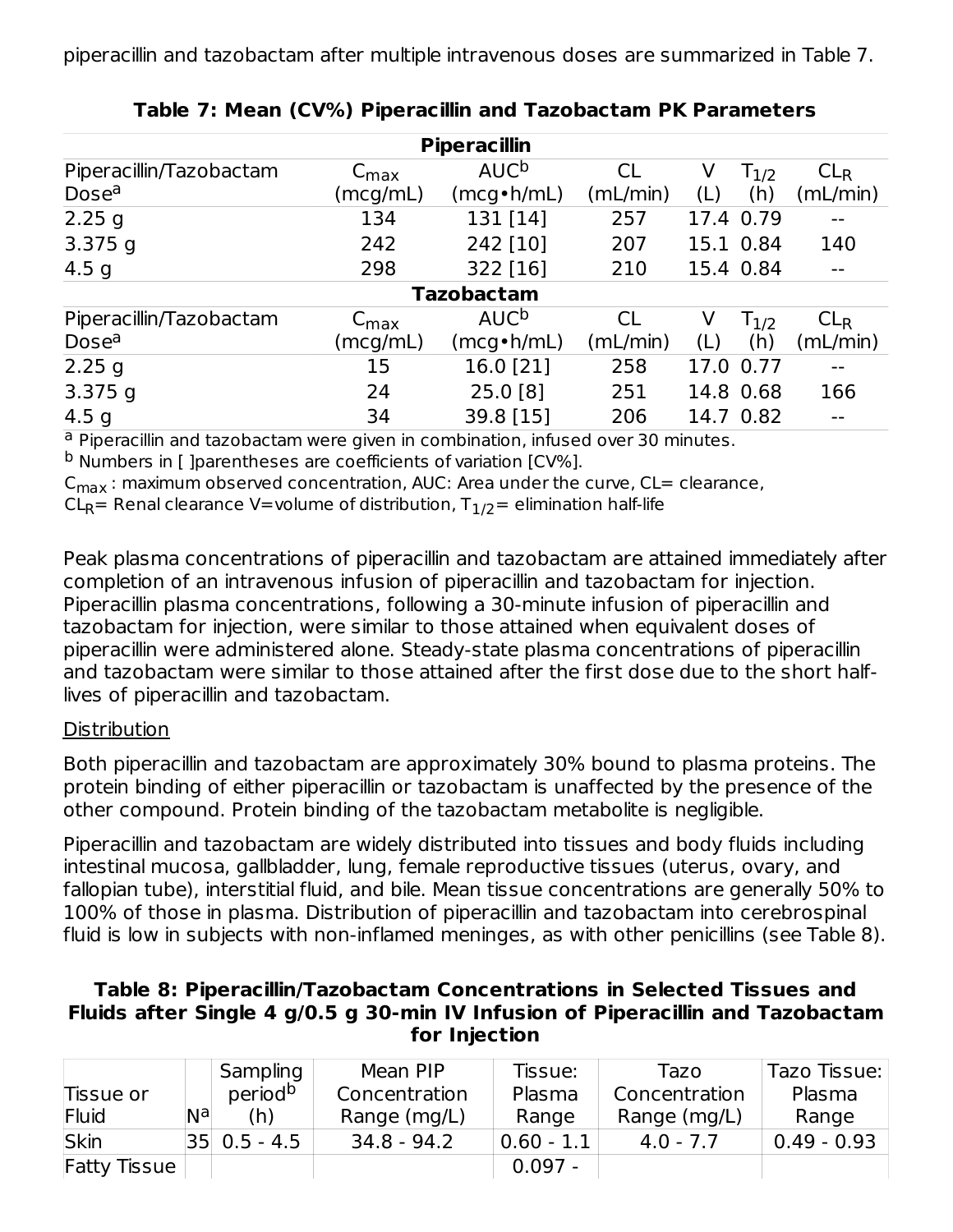piperacillin and tazobactam after multiple intravenous doses are summarized in Table 7.

**Table 7: Mean (CV%) Piperacillin and Tazobactam PK Parameters**

| **Piperacillin** | | | | | | |
|---|---|---|---|---|---|---|
| Piperacillin/Tazobactam Dose[a] | $C_{max}$ (mcg/mL) | AUC[b] (mcg•h/mL) | CL (mL/min) | V (L) | $T_{1/2}$ (h) | $CL_R$ (mL/min) |
| 2.25 g | 134 | 131 [14] | 257 | 17.4 | 0.79 | -- |
| 3.375 g | 242 | 242 [10] | 207 | 15.1 | 0.84 | 140 |
| 4.5 g | 298 | 322 [16] | 210 | 15.4 | 0.84 | -- |
| **Tazobactam** | | | | | | |
| Piperacillin/Tazobactam Dose[a] | $C_{max}$ (mcg/mL) | AUC[b] (mcg•h/mL) | CL (mL/min) | V (L) | $T_{1/2}$ (h) | $CL_R$ (mL/min) |
| 2.25 g | 15 | 16.0 [21] | 258 | 17.0 | 0.77 | -- |
| 3.375 g | 24 | 25.0 [8] | 251 | 14.8 | 0.68 | 166 |
| 4.5 g | 34 | 39.8 [15] | 206 | 14.7 | 0.82 | -- |

[a] Piperacillin and tazobactam were given in combination, infused over 30 minutes.
[b] Numbers in [ ]parentheses are coefficients of variation [CV%].
$C_{max}$ : maximum observed concentration, AUC: Area under the curve, CL= clearance,
$CL_R$= Renal clearance V=volume of distribution, $T_{1/2}$= elimination half-life

Peak plasma concentrations of piperacillin and tazobactam are attained immediately after completion of an intravenous infusion of piperacillin and tazobactam for injection. Piperacillin plasma concentrations, following a 30-minute infusion of piperacillin and tazobactam for injection, were similar to those attained when equivalent doses of piperacillin were administered alone. Steady-state plasma concentrations of piperacillin and tazobactam were similar to those attained after the first dose due to the short half-lives of piperacillin and tazobactam.

Distribution

Both piperacillin and tazobactam are approximately 30% bound to plasma proteins. The protein binding of either piperacillin or tazobactam is unaffected by the presence of the other compound. Protein binding of the tazobactam metabolite is negligible.

Piperacillin and tazobactam are widely distributed into tissues and body fluids including intestinal mucosa, gallbladder, lung, female reproductive tissues (uterus, ovary, and fallopian tube), interstitial fluid, and bile. Mean tissue concentrations are generally 50% to 100% of those in plasma. Distribution of piperacillin and tazobactam into cerebrospinal fluid is low in subjects with non-inflamed meninges, as with other penicillins (see Table 8).

**Table 8: Piperacillin/Tazobactam Concentrations in Selected Tissues and Fluids after Single 4 g/0.5 g 30-min IV Infusion of Piperacillin and Tazobactam for Injection**

| Tissue or Fluid | N[a] | Sampling period[b] (h) | Mean PIP Concentration Range (mg/L) | Tissue: Plasma Range | Tazo Concentration Range (mg/L) | Tazo Tissue: Plasma Range |
|---|---|---|---|---|---|---|
| Skin | 35 | 0.5 - 4.5 | 34.8 - 94.2 | 0.60 - 1.1 | 4.0 - 7.7 | 0.49 - 0.93 |
| Fatty Tissue | | | | 0.097 - | | |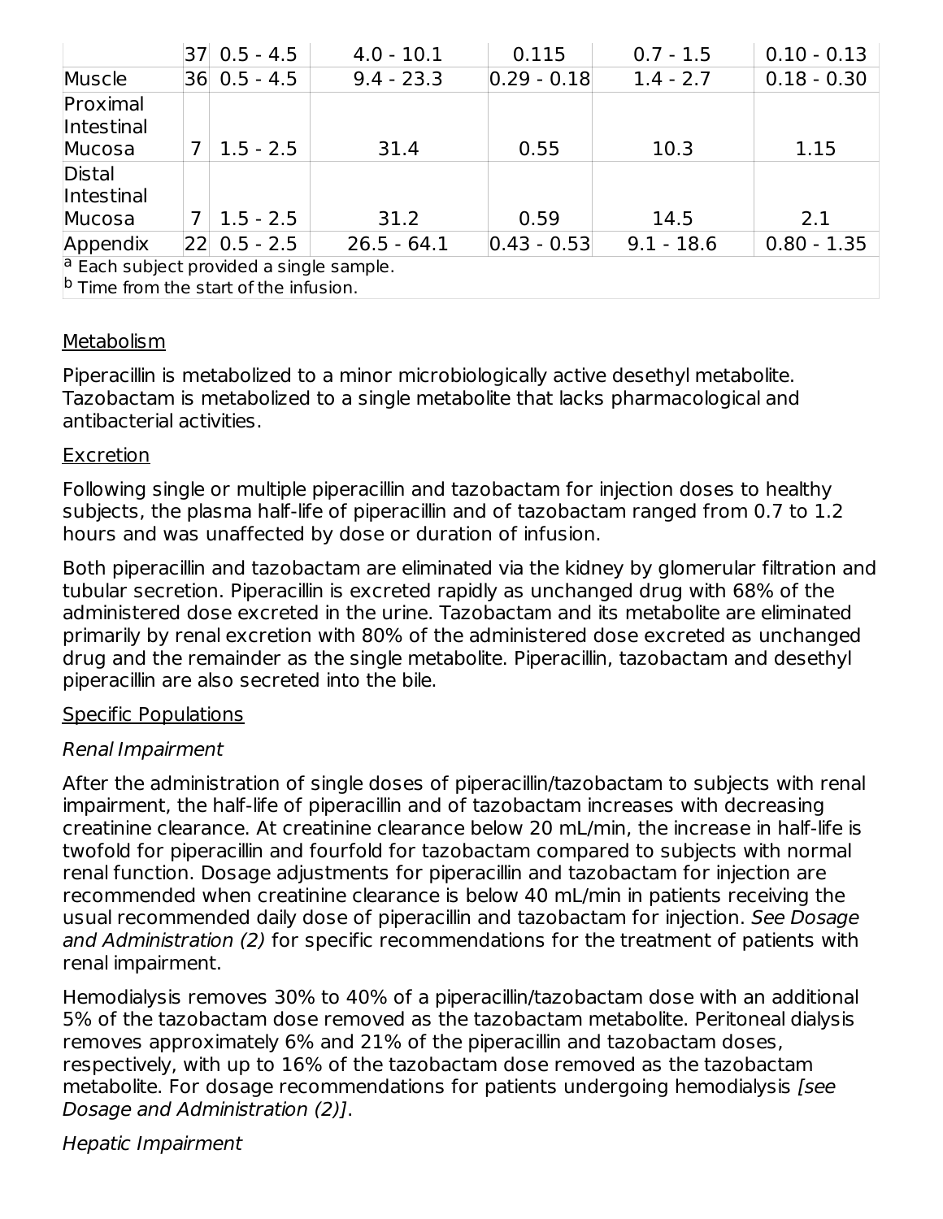| | | | | | | |
|---|---|---|---|---|---|---|
| | 37 | 0.5 - 4.5 | 4.0 - 10.1 | 0.115 | 0.7 - 1.5 | 0.10 - 0.13 |
| Muscle | 36 | 0.5 - 4.5 | 9.4 - 23.3 | 0.29 - 0.18 | 1.4 - 2.7 | 0.18 - 0.30 |
| Proximal Intestinal Mucosa | 7 | 1.5 - 2.5 | 31.4 | 0.55 | 10.3 | 1.15 |
| Distal Intestinal Mucosa | 7 | 1.5 - 2.5 | 31.2 | 0.59 | 14.5 | 2.1 |
| Appendix | 22 | 0.5 - 2.5 | 26.5 - 64.1 | 0.43 - 0.53 | 9.1 - 18.6 | 0.80 - 1.35 |

[a] Each subject provided a single sample.
[b] Time from the start of the infusion.

Metabolism

Piperacillin is metabolized to a minor microbiologically active desethyl metabolite. Tazobactam is metabolized to a single metabolite that lacks pharmacological and antibacterial activities.

Excretion

Following single or multiple piperacillin and tazobactam for injection doses to healthy subjects, the plasma half-life of piperacillin and of tazobactam ranged from 0.7 to 1.2 hours and was unaffected by dose or duration of infusion.

Both piperacillin and tazobactam are eliminated via the kidney by glomerular filtration and tubular secretion. Piperacillin is excreted rapidly as unchanged drug with 68% of the administered dose excreted in the urine. Tazobactam and its metabolite are eliminated primarily by renal excretion with 80% of the administered dose excreted as unchanged drug and the remainder as the single metabolite. Piperacillin, tazobactam and desethyl piperacillin are also secreted into the bile.

Specific Populations

*Renal Impairment*

After the administration of single doses of piperacillin/tazobactam to subjects with renal impairment, the half-life of piperacillin and of tazobactam increases with decreasing creatinine clearance. At creatinine clearance below 20 mL/min, the increase in half-life is twofold for piperacillin and fourfold for tazobactam compared to subjects with normal renal function. Dosage adjustments for piperacillin and tazobactam for injection are recommended when creatinine clearance is below 40 mL/min in patients receiving the usual recommended daily dose of piperacillin and tazobactam for injection. *See Dosage and Administration (2)* for specific recommendations for the treatment of patients with renal impairment.

Hemodialysis removes 30% to 40% of a piperacillin/tazobactam dose with an additional 5% of the tazobactam dose removed as the tazobactam metabolite. Peritoneal dialysis removes approximately 6% and 21% of the piperacillin and tazobactam doses, respectively, with up to 16% of the tazobactam dose removed as the tazobactam metabolite. For dosage recommendations for patients undergoing hemodialysis *[see Dosage and Administration (2)]*.

*Hepatic Impairment*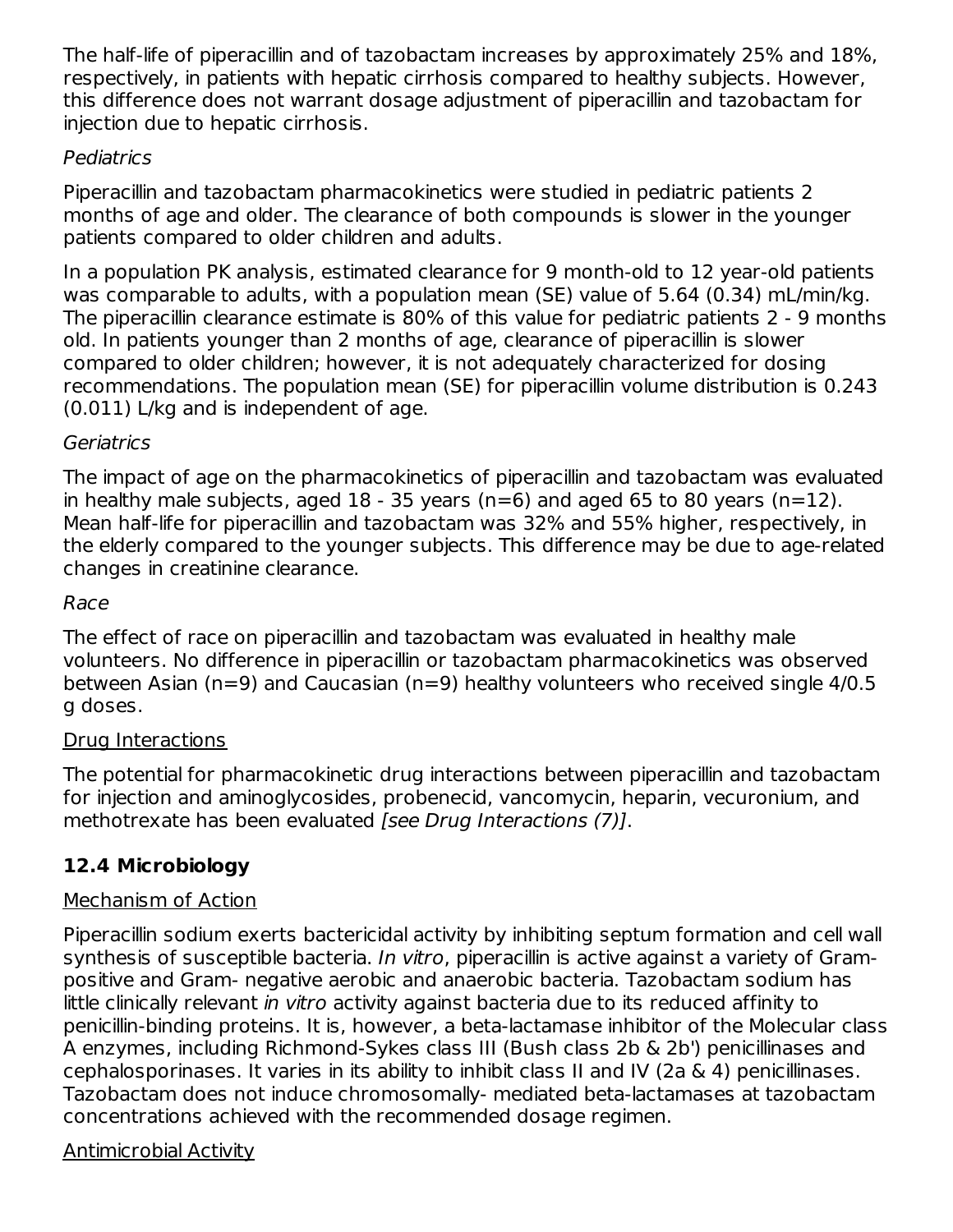The half-life of piperacillin and of tazobactam increases by approximately 25% and 18%, respectively, in patients with hepatic cirrhosis compared to healthy subjects. However, this difference does not warrant dosage adjustment of piperacillin and tazobactam for injection due to hepatic cirrhosis.

*Pediatrics*

Piperacillin and tazobactam pharmacokinetics were studied in pediatric patients 2 months of age and older. The clearance of both compounds is slower in the younger patients compared to older children and adults.

In a population PK analysis, estimated clearance for 9 month-old to 12 year-old patients was comparable to adults, with a population mean (SE) value of 5.64 (0.34) mL/min/kg. The piperacillin clearance estimate is 80% of this value for pediatric patients 2 - 9 months old. In patients younger than 2 months of age, clearance of piperacillin is slower compared to older children; however, it is not adequately characterized for dosing recommendations. The population mean (SE) for piperacillin volume distribution is 0.243 (0.011) L/kg and is independent of age.

*Geriatrics*

The impact of age on the pharmacokinetics of piperacillin and tazobactam was evaluated in healthy male subjects, aged 18 - 35 years (n=6) and aged 65 to 80 years (n=12). Mean half-life for piperacillin and tazobactam was 32% and 55% higher, respectively, in the elderly compared to the younger subjects. This difference may be due to age-related changes in creatinine clearance.

*Race*

The effect of race on piperacillin and tazobactam was evaluated in healthy male volunteers. No difference in piperacillin or tazobactam pharmacokinetics was observed between Asian (n=9) and Caucasian (n=9) healthy volunteers who received single 4/0.5 g doses.

Drug Interactions

The potential for pharmacokinetic drug interactions between piperacillin and tazobactam for injection and aminoglycosides, probenecid, vancomycin, heparin, vecuronium, and methotrexate has been evaluated *[see Drug Interactions (7)]*.

### 12.4 Microbiology

Mechanism of Action

Piperacillin sodium exerts bactericidal activity by inhibiting septum formation and cell wall synthesis of susceptible bacteria. *In vitro*, piperacillin is active against a variety of Gram-positive and Gram- negative aerobic and anaerobic bacteria. Tazobactam sodium has little clinically relevant *in vitro* activity against bacteria due to its reduced affinity to penicillin-binding proteins. It is, however, a beta-lactamase inhibitor of the Molecular class A enzymes, including Richmond-Sykes class III (Bush class 2b & 2b') penicillinases and cephalosporinases. It varies in its ability to inhibit class II and IV (2a & 4) penicillinases. Tazobactam does not induce chromosomally- mediated beta-lactamases at tazobactam concentrations achieved with the recommended dosage regimen.

Antimicrobial Activity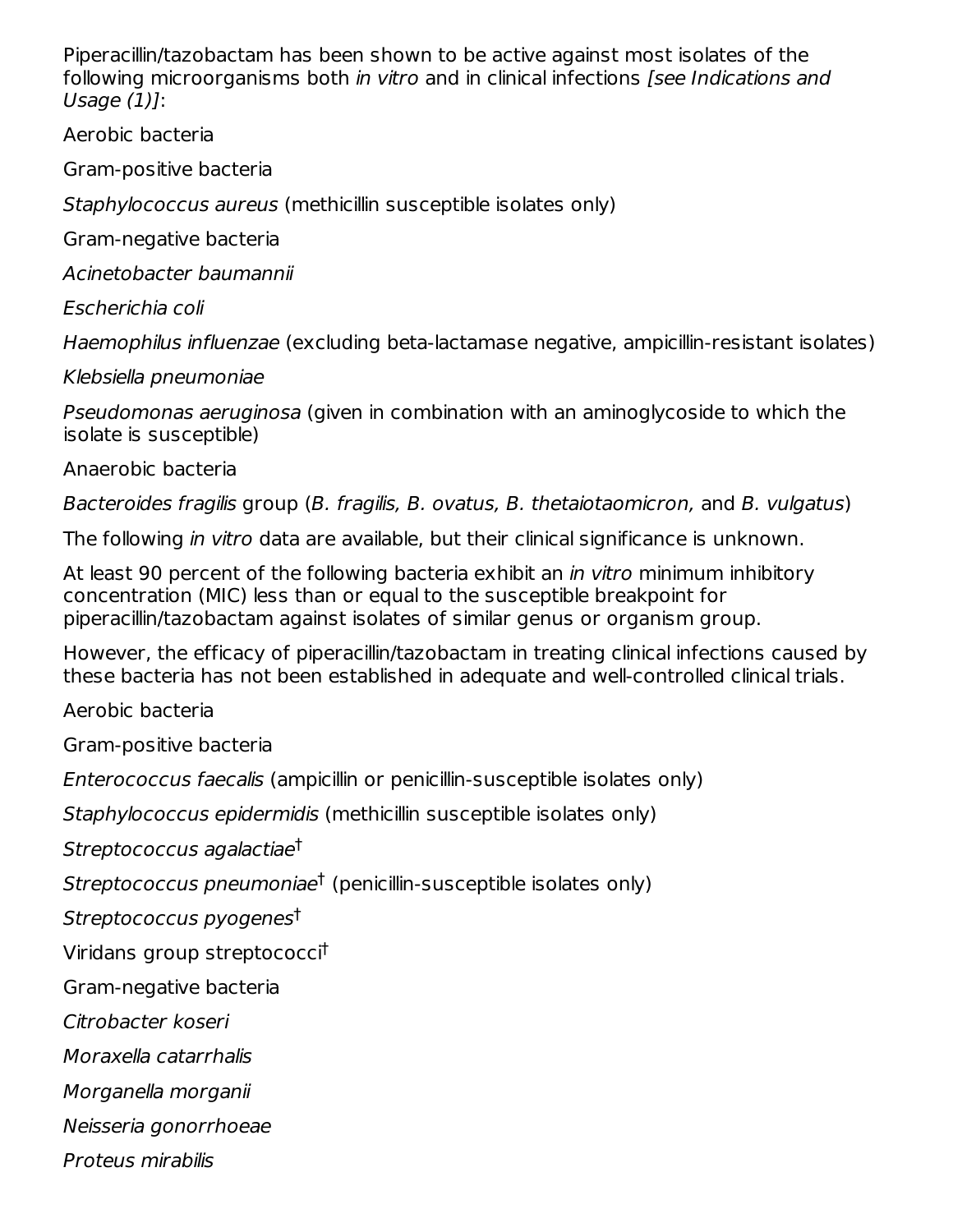Piperacillin/tazobactam has been shown to be active against most isolates of the following microorganisms both *in vitro* and in clinical infections *[see Indications and Usage (1)]*:

Aerobic bacteria

Gram-positive bacteria

*Staphylococcus aureus* (methicillin susceptible isolates only)

Gram-negative bacteria

*Acinetobacter baumannii*

*Escherichia coli*

*Haemophilus influenzae* (excluding beta-lactamase negative, ampicillin-resistant isolates)

*Klebsiella pneumoniae*

*Pseudomonas aeruginosa* (given in combination with an aminoglycoside to which the isolate is susceptible)

Anaerobic bacteria

*Bacteroides fragilis* group (*B. fragilis, B. ovatus, B. thetaiotaomicron,* and *B. vulgatus*)

The following *in vitro* data are available, but their clinical significance is unknown.

At least 90 percent of the following bacteria exhibit an *in vitro* minimum inhibitory concentration (MIC) less than or equal to the susceptible breakpoint for piperacillin/tazobactam against isolates of similar genus or organism group.

However, the efficacy of piperacillin/tazobactam in treating clinical infections caused by these bacteria has not been established in adequate and well-controlled clinical trials.

Aerobic bacteria

Gram-positive bacteria

*Enterococcus faecalis* (ampicillin or penicillin-susceptible isolates only)

*Staphylococcus epidermidis* (methicillin susceptible isolates only)

*Streptococcus agalactiae*†

*Streptococcus pneumoniae*† (penicillin-susceptible isolates only)

*Streptococcus pyogenes*†

Viridans group streptococci†

Gram-negative bacteria

*Citrobacter koseri*

*Moraxella catarrhalis*

*Morganella morganii*

*Neisseria gonorrhoeae*

*Proteus mirabilis*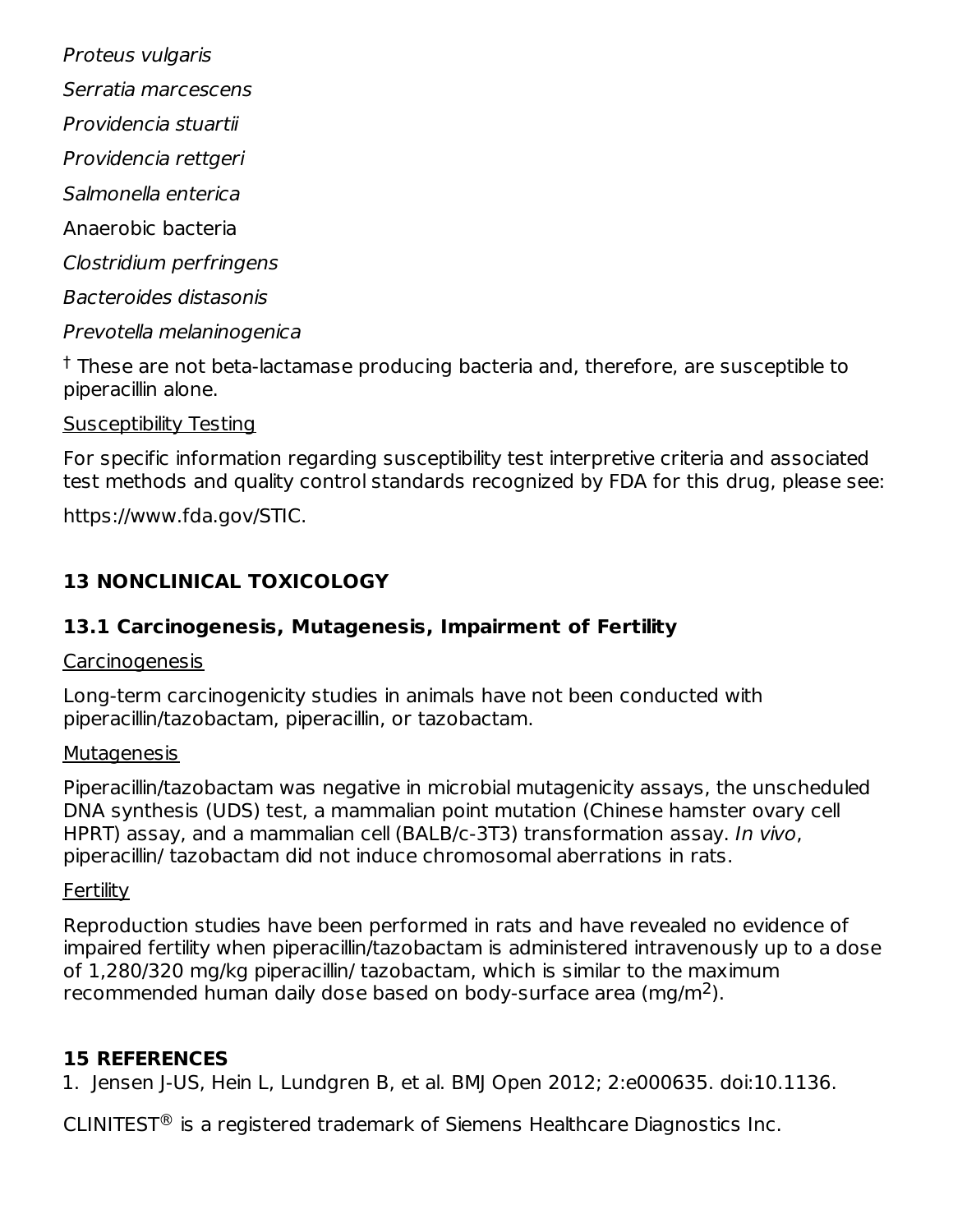*Proteus vulgaris*

*Serratia marcescens*

*Providencia stuartii*

*Providencia rettgeri*

*Salmonella enterica*

Anaerobic bacteria

*Clostridium perfringens*

*Bacteroides distasonis*

*Prevotella melaninogenica*

† These are not beta-lactamase producing bacteria and, therefore, are susceptible to piperacillin alone.

Susceptibility Testing

For specific information regarding susceptibility test interpretive criteria and associated test methods and quality control standards recognized by FDA for this drug, please see:

https://www.fda.gov/STIC.

## 13 NONCLINICAL TOXICOLOGY

### 13.1 Carcinogenesis, Mutagenesis, Impairment of Fertility

Carcinogenesis

Long-term carcinogenicity studies in animals have not been conducted with piperacillin/tazobactam, piperacillin, or tazobactam.

Mutagenesis

Piperacillin/tazobactam was negative in microbial mutagenicity assays, the unscheduled DNA synthesis (UDS) test, a mammalian point mutation (Chinese hamster ovary cell HPRT) assay, and a mammalian cell (BALB/c-3T3) transformation assay. *In vivo*, piperacillin/ tazobactam did not induce chromosomal aberrations in rats.

Fertility

Reproduction studies have been performed in rats and have revealed no evidence of impaired fertility when piperacillin/tazobactam is administered intravenously up to a dose of 1,280/320 mg/kg piperacillin/ tazobactam, which is similar to the maximum recommended human daily dose based on body-surface area (mg/$m^2$).

## 15 REFERENCES

1. Jensen J-US, Hein L, Lundgren B, et al. BMJ Open 2012; 2:e000635. doi:10.1136.

CLINITEST® is a registered trademark of Siemens Healthcare Diagnostics Inc.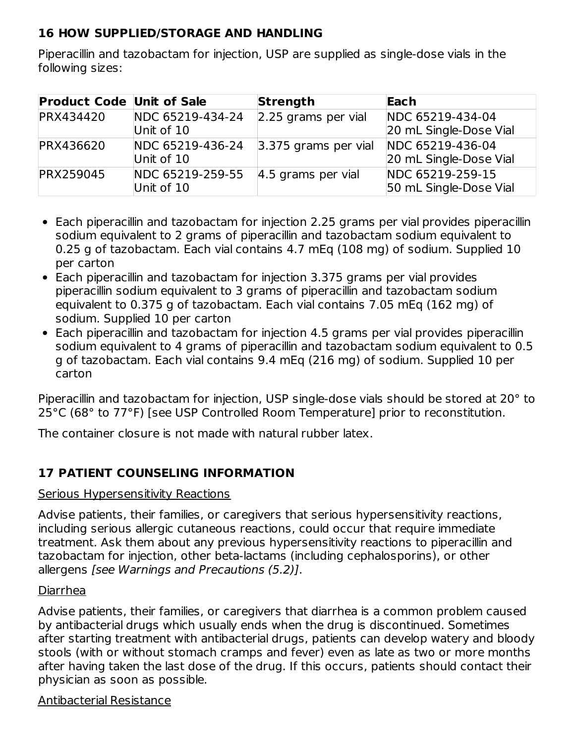## 16 HOW SUPPLIED/STORAGE AND HANDLING

Piperacillin and tazobactam for injection, USP are supplied as single-dose vials in the following sizes:

| Product Code | Unit of Sale | Strength | Each |
|---|---|---|---|
| PRX434420 | NDC 65219-434-24 Unit of 10 | 2.25 grams per vial | NDC 65219-434-04 20 mL Single-Dose Vial |
| PRX436620 | NDC 65219-436-24 Unit of 10 | 3.375 grams per vial | NDC 65219-436-04 20 mL Single-Dose Vial |
| PRX259045 | NDC 65219-259-55 Unit of 10 | 4.5 grams per vial | NDC 65219-259-15 50 mL Single-Dose Vial |

- Each piperacillin and tazobactam for injection 2.25 grams per vial provides piperacillin sodium equivalent to 2 grams of piperacillin and tazobactam sodium equivalent to 0.25 g of tazobactam. Each vial contains 4.7 mEq (108 mg) of sodium. Supplied 10 per carton
- Each piperacillin and tazobactam for injection 3.375 grams per vial provides piperacillin sodium equivalent to 3 grams of piperacillin and tazobactam sodium equivalent to 0.375 g of tazobactam. Each vial contains 7.05 mEq (162 mg) of sodium. Supplied 10 per carton
- Each piperacillin and tazobactam for injection 4.5 grams per vial provides piperacillin sodium equivalent to 4 grams of piperacillin and tazobactam sodium equivalent to 0.5 g of tazobactam. Each vial contains 9.4 mEq (216 mg) of sodium. Supplied 10 per carton

Piperacillin and tazobactam for injection, USP single-dose vials should be stored at 20° to 25°C (68° to 77°F) [see USP Controlled Room Temperature] prior to reconstitution.

The container closure is not made with natural rubber latex.

## 17 PATIENT COUNSELING INFORMATION

Serious Hypersensitivity Reactions

Advise patients, their families, or caregivers that serious hypersensitivity reactions, including serious allergic cutaneous reactions, could occur that require immediate treatment. Ask them about any previous hypersensitivity reactions to piperacillin and tazobactam for injection, other beta-lactams (including cephalosporins), or other allergens *[see Warnings and Precautions (5.2)]*.

Diarrhea

Advise patients, their families, or caregivers that diarrhea is a common problem caused by antibacterial drugs which usually ends when the drug is discontinued. Sometimes after starting treatment with antibacterial drugs, patients can develop watery and bloody stools (with or without stomach cramps and fever) even as late as two or more months after having taken the last dose of the drug. If this occurs, patients should contact their physician as soon as possible.

Antibacterial Resistance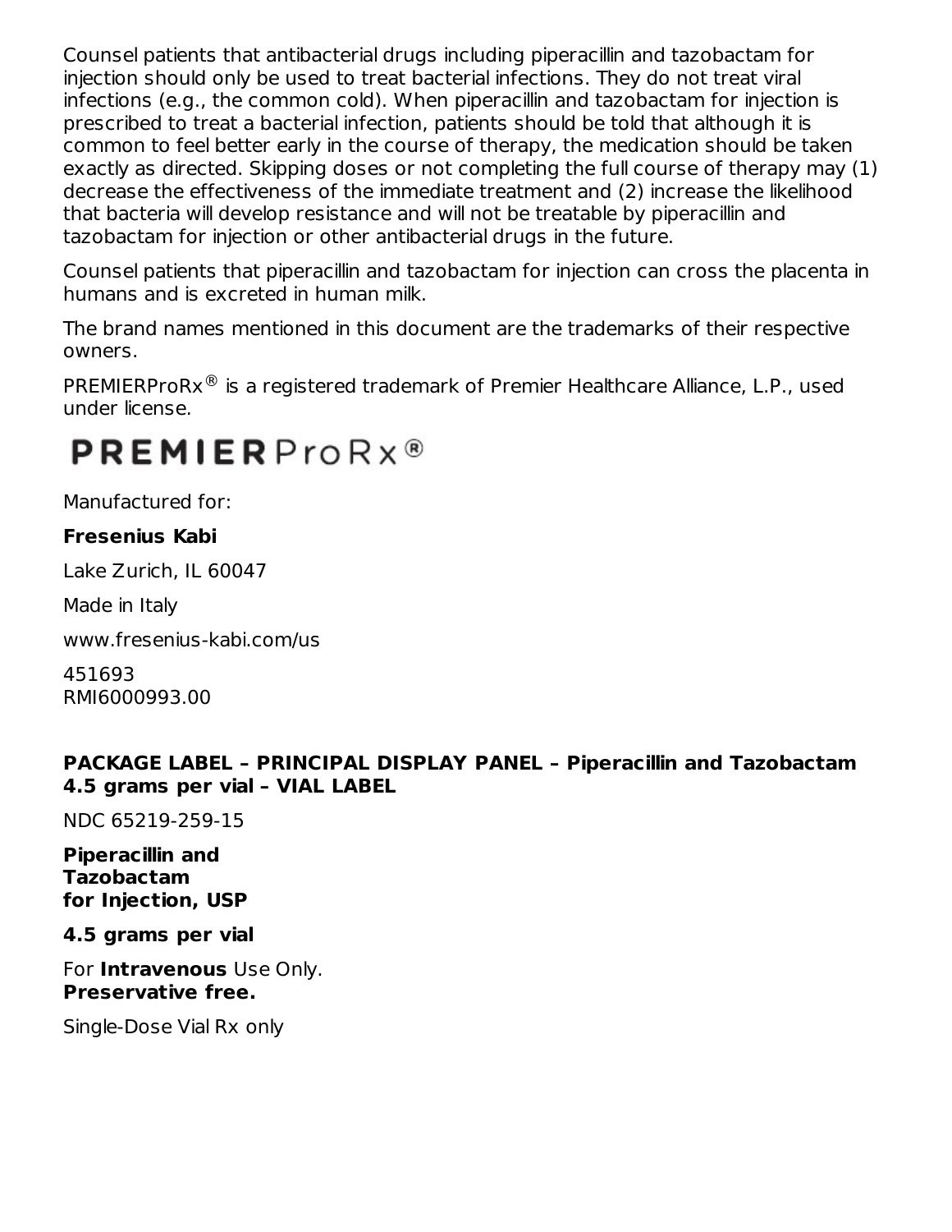Counsel patients that antibacterial drugs including piperacillin and tazobactam for injection should only be used to treat bacterial infections. They do not treat viral infections (e.g., the common cold). When piperacillin and tazobactam for injection is prescribed to treat a bacterial infection, patients should be told that although it is common to feel better early in the course of therapy, the medication should be taken exactly as directed. Skipping doses or not completing the full course of therapy may (1) decrease the effectiveness of the immediate treatment and (2) increase the likelihood that bacteria will develop resistance and will not be treatable by piperacillin and tazobactam for injection or other antibacterial drugs in the future.

Counsel patients that piperacillin and tazobactam for injection can cross the placenta in humans and is excreted in human milk.

The brand names mentioned in this document are the trademarks of their respective owners.

PREMIERProRx® is a registered trademark of Premier Healthcare Alliance, L.P., used under license.

PREMIERProRx®

Manufactured for:

**Fresenius Kabi**

Lake Zurich, IL 60047

Made in Italy

www.fresenius-kabi.com/us

451693
RMI6000993.00

**PACKAGE LABEL – PRINCIPAL DISPLAY PANEL – Piperacillin and Tazobactam 4.5 grams per vial – VIAL LABEL**

NDC 65219-259-15

**Piperacillin and Tazobactam for Injection, USP**

**4.5 grams per vial**

For **Intravenous** Use Only.
**Preservative free.**

Single-Dose Vial Rx only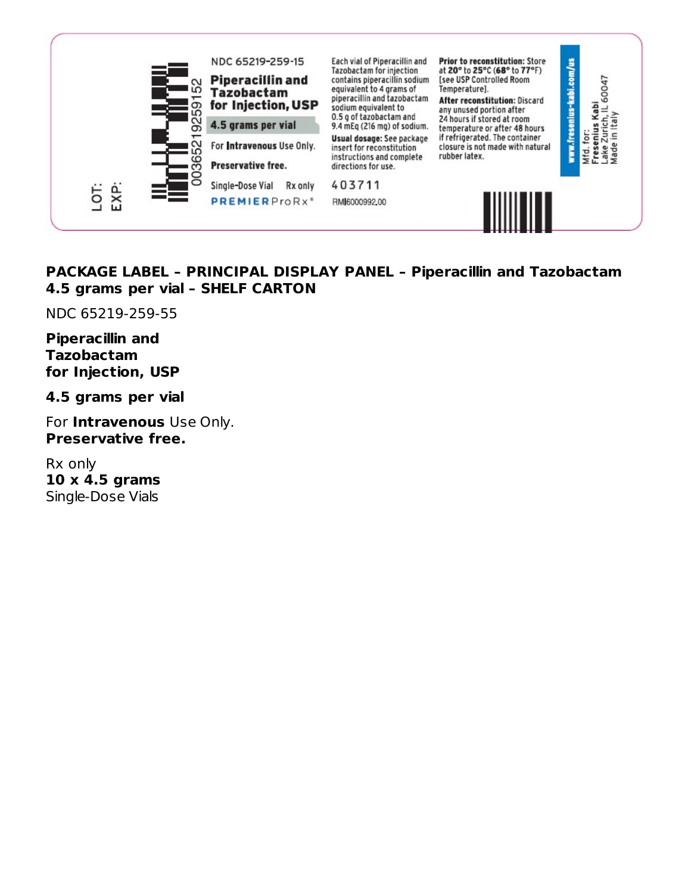LOT:
EXP:

00365219259152

NDC 65219-259-15

**Piperacillin and Tazobactam for Injection, USP**

**4.5 grams per vial**

For **Intravenous** Use Only.

**Preservative free.**

Single-Dose Vial Rx only

PREMIERProRx®

Each vial of Piperacillin and Tazobactam for injection contains piperacillin sodium equivalent to 4 grams of piperacillin and tazobactam sodium equivalent to 0.5 g of tazobactam and 9.4 mEq (216 mg) of sodium.

**Usual dosage:** See package insert for reconstitution instructions and complete directions for use.

403711

RMI6000992.00

**Prior to reconstitution:** Store at **20°** to **25°C** (**68°** to **77°F**) [see USP Controlled Room Temperature].

**After reconstitution:** Discard any unused portion after 24 hours if stored at room temperature or after 48 hours if refrigerated. The container closure is not made with natural rubber latex.

www.fresenius-kabi.com/us

Mfd. for:
Fresenius Kabi
Lake Zurich, IL 60047
Made in Italy

**PACKAGE LABEL – PRINCIPAL DISPLAY PANEL – Piperacillin and Tazobactam 4.5 grams per vial – SHELF CARTON**

NDC 65219-259-55

**Piperacillin and Tazobactam for Injection, USP**

**4.5 grams per vial**

For **Intravenous** Use Only.
**Preservative free.**

Rx only
**10 x 4.5 grams**
Single-Dose Vials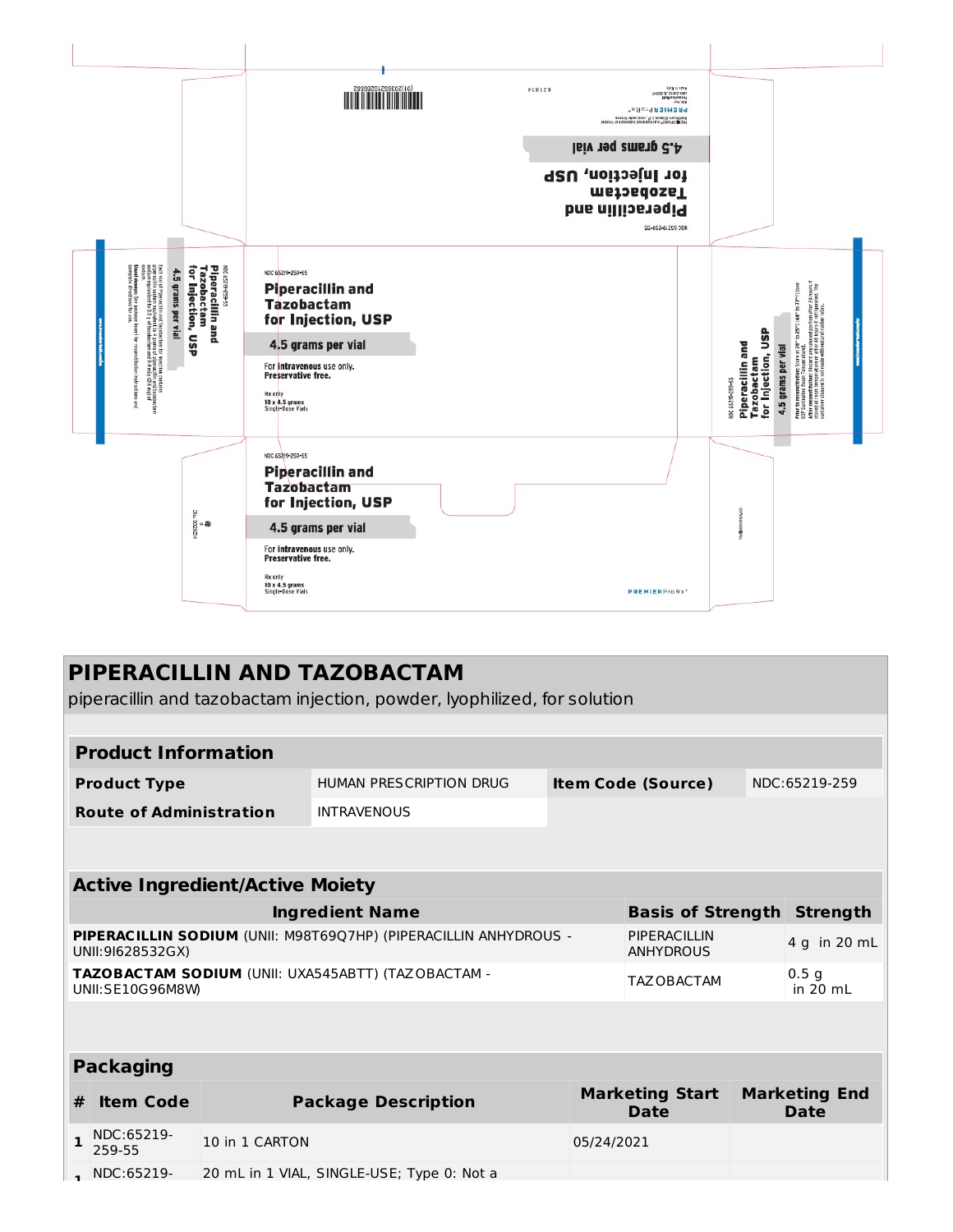NDC 65219-259-55

**Piperacillin and Tazobactam for Injection, USP**

**4.5 grams per vial**

For intravenous use only.
Preservative free.

Rx only
10 x 4.5 grams
Single-Dose Vials

PREMIERProRx®

# PIPERACILLIN AND TAZOBACTAM

piperacillin and tazobactam injection, powder, lyophilized, for solution

| Product Information | | | |
|---|---|---|---|
| **Product Type** | HUMAN PRESCRIPTION DRUG | **Item Code (Source)** | NDC:65219-259 |
| **Route of Administration** | INTRAVENOUS | | |

| Active Ingredient/Active Moiety | | |
|---|---|---|
| **Ingredient Name** | **Basis of Strength** | **Strength** |
| **PIPERACILLIN SODIUM** (UNII: M98T69Q7HP) (PIPERACILLIN ANHYDROUS - UNII:9I628532GX) | PIPERACILLIN ANHYDROUS | 4 g in 20 mL |
| **TAZOBACTAM SODIUM** (UNII: UXA545ABTT) (TAZOBACTAM - UNII:SE10G96M8W) | TAZOBACTAM | 0.5 g in 20 mL |

| Packaging | | | | |
|---|---|---|---|---|
| **#** | **Item Code** | **Package Description** | **Marketing Start Date** | **Marketing End Date** |
| 1 | NDC:65219-259-55 | 10 in 1 CARTON | 05/24/2021 | |
| 1 | NDC:65219- | 20 mL in 1 VIAL, SINGLE-USE; Type 0: Not a | | |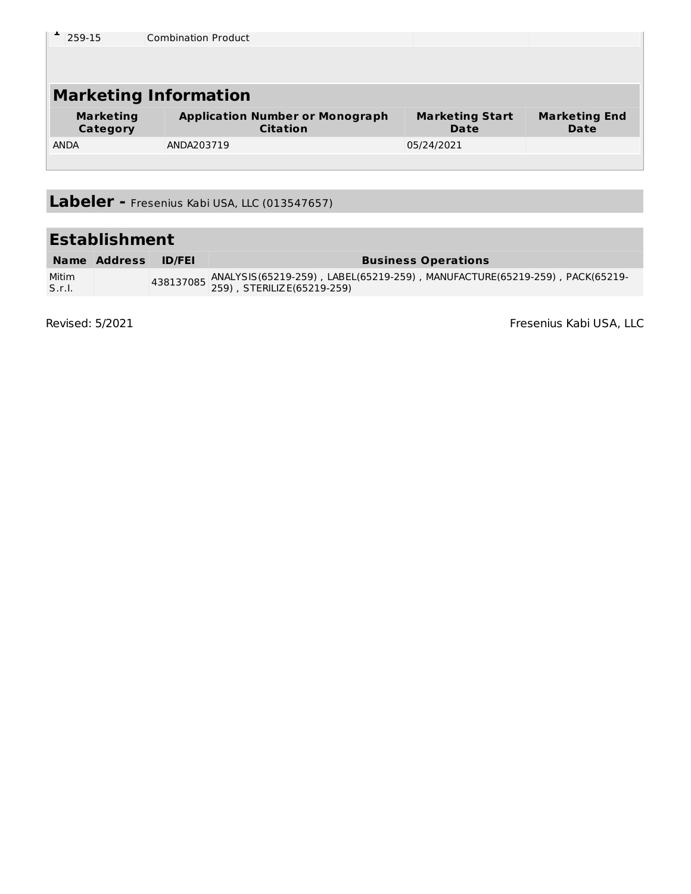| | | | | |
|---|---|---|---|---|
| 1 | 259-15 | Combination Product | | |

## Marketing Information

| Marketing Category | Application Number or Monograph Citation | Marketing Start Date | Marketing End Date |
|---|---|---|---|
| ANDA | ANDA203719 | 05/24/2021 | |

## Labeler - Fresenius Kabi USA, LLC (013547657)

## Establishment

| Name | Address | ID/FEI | Business Operations |
|---|---|---|---|
| Mitim S.r.l. | | 438137085 | ANALYSIS(65219-259) , LABEL(65219-259) , MANUFACTURE(65219-259) , PACK(65219-259) , STERILIZE(65219-259) |

Revised: 5/2021

Fresenius Kabi USA, LLC